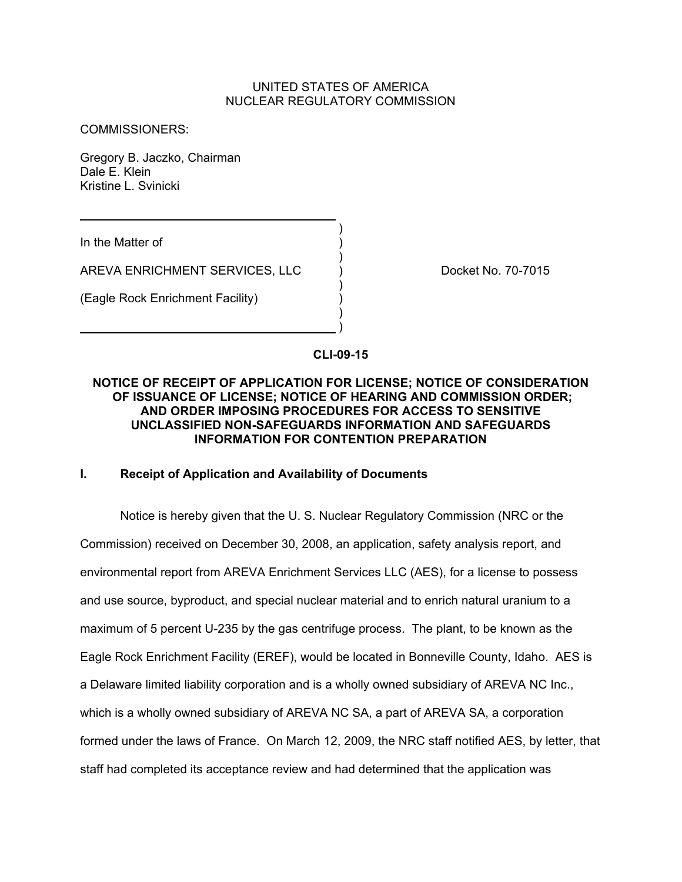UNITED STATES OF AMERICA
NUCLEAR REGULATORY COMMISSION

COMMISSIONERS:

Gregory B. Jaczko, Chairman
Dale E. Klein
Kristine L. Svinicki

In the Matter of

AREVA ENRICHMENT SERVICES, LLC

(Eagle Rock Enrichment Facility)

Docket No. 70-7015

**CLI-09-15**

**NOTICE OF RECEIPT OF APPLICATION FOR LICENSE; NOTICE OF CONSIDERATION OF ISSUANCE OF LICENSE; NOTICE OF HEARING AND COMMISSION ORDER; AND ORDER IMPOSING PROCEDURES FOR ACCESS TO SENSITIVE UNCLASSIFIED NON-SAFEGUARDS INFORMATION AND SAFEGUARDS INFORMATION FOR CONTENTION PREPARATION**

## I. Receipt of Application and Availability of Documents

Notice is hereby given that the U. S. Nuclear Regulatory Commission (NRC or the Commission) received on December 30, 2008, an application, safety analysis report, and environmental report from AREVA Enrichment Services LLC (AES), for a license to possess and use source, byproduct, and special nuclear material and to enrich natural uranium to a maximum of 5 percent U-235 by the gas centrifuge process. The plant, to be known as the Eagle Rock Enrichment Facility (EREF), would be located in Bonneville County, Idaho. AES is a Delaware limited liability corporation and is a wholly owned subsidiary of AREVA NC Inc., which is a wholly owned subsidiary of AREVA NC SA, a part of AREVA SA, a corporation formed under the laws of France. On March 12, 2009, the NRC staff notified AES, by letter, that staff had completed its acceptance review and had determined that the application was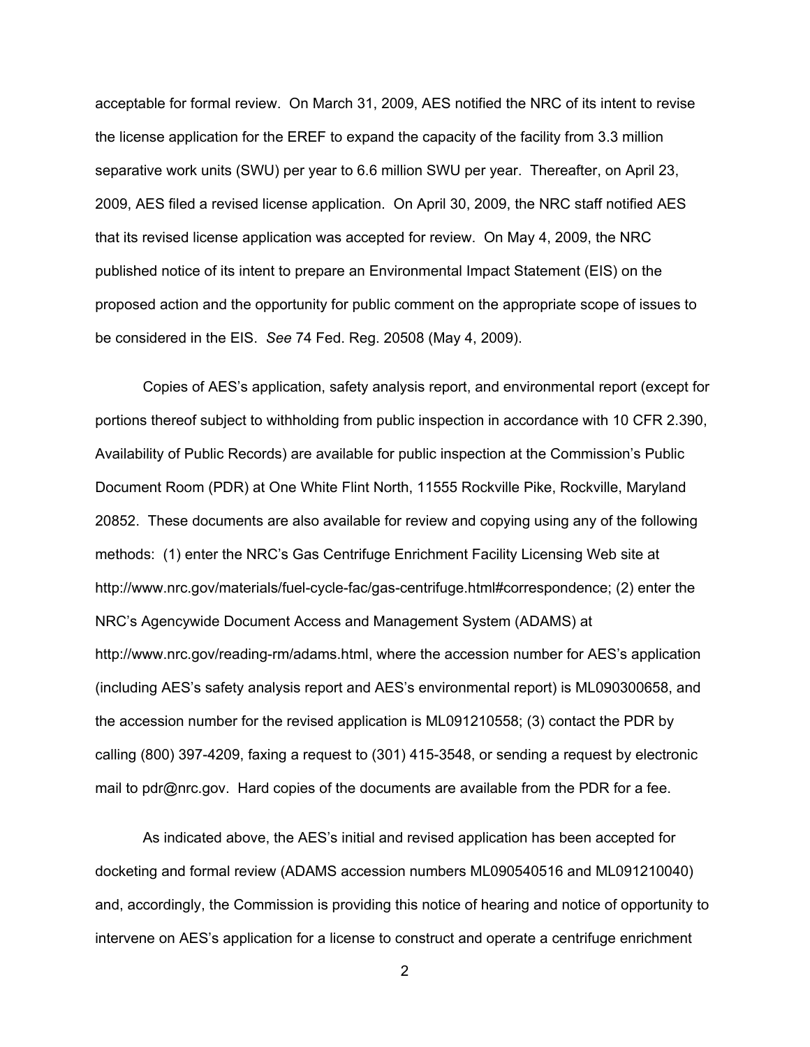acceptable for formal review. On March 31, 2009, AES notified the NRC of its intent to revise the license application for the EREF to expand the capacity of the facility from 3.3 million separative work units (SWU) per year to 6.6 million SWU per year. Thereafter, on April 23, 2009, AES filed a revised license application. On April 30, 2009, the NRC staff notified AES that its revised license application was accepted for review. On May 4, 2009, the NRC published notice of its intent to prepare an Environmental Impact Statement (EIS) on the proposed action and the opportunity for public comment on the appropriate scope of issues to be considered in the EIS. *See* 74 Fed. Reg. 20508 (May 4, 2009).

Copies of AES's application, safety analysis report, and environmental report (except for portions thereof subject to withholding from public inspection in accordance with 10 CFR 2.390, Availability of Public Records) are available for public inspection at the Commission's Public Document Room (PDR) at One White Flint North, 11555 Rockville Pike, Rockville, Maryland 20852. These documents are also available for review and copying using any of the following methods: (1) enter the NRC's Gas Centrifuge Enrichment Facility Licensing Web site at http://www.nrc.gov/materials/fuel-cycle-fac/gas-centrifuge.html#correspondence; (2) enter the NRC's Agencywide Document Access and Management System (ADAMS) at http://www.nrc.gov/reading-rm/adams.html, where the accession number for AES's application (including AES's safety analysis report and AES's environmental report) is ML090300658, and the accession number for the revised application is ML091210558; (3) contact the PDR by calling (800) 397-4209, faxing a request to (301) 415-3548, or sending a request by electronic mail to pdr@nrc.gov. Hard copies of the documents are available from the PDR for a fee.

As indicated above, the AES's initial and revised application has been accepted for docketing and formal review (ADAMS accession numbers ML090540516 and ML091210040) and, accordingly, the Commission is providing this notice of hearing and notice of opportunity to intervene on AES's application for a license to construct and operate a centrifuge enrichment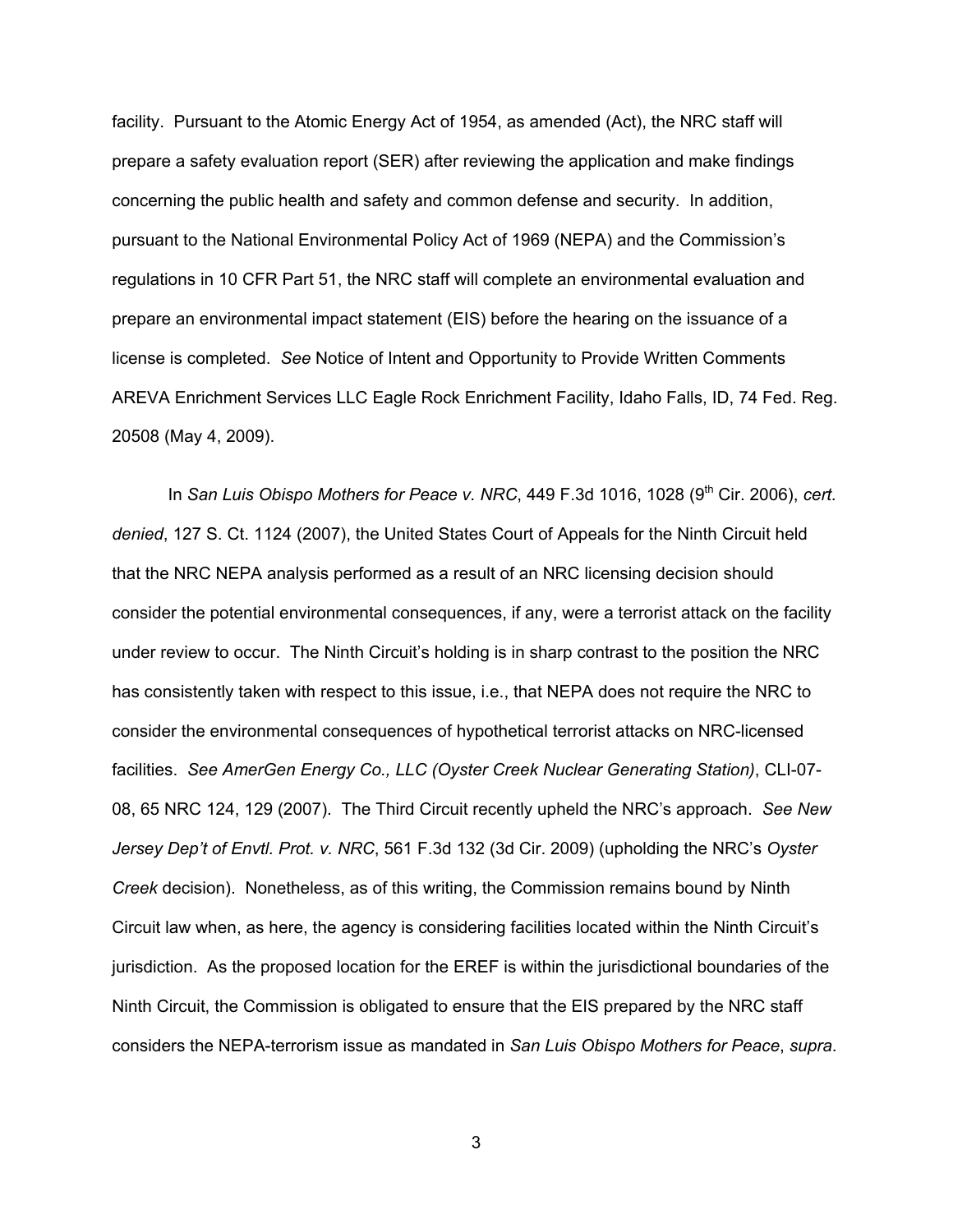facility. Pursuant to the Atomic Energy Act of 1954, as amended (Act), the NRC staff will prepare a safety evaluation report (SER) after reviewing the application and make findings concerning the public health and safety and common defense and security. In addition, pursuant to the National Environmental Policy Act of 1969 (NEPA) and the Commission's regulations in 10 CFR Part 51, the NRC staff will complete an environmental evaluation and prepare an environmental impact statement (EIS) before the hearing on the issuance of a license is completed. *See* Notice of Intent and Opportunity to Provide Written Comments AREVA Enrichment Services LLC Eagle Rock Enrichment Facility, Idaho Falls, ID, 74 Fed. Reg. 20508 (May 4, 2009).

In *San Luis Obispo Mothers for Peace v. NRC*, 449 F.3d 1016, 1028 (9th Cir. 2006), *cert. denied*, 127 S. Ct. 1124 (2007), the United States Court of Appeals for the Ninth Circuit held that the NRC NEPA analysis performed as a result of an NRC licensing decision should consider the potential environmental consequences, if any, were a terrorist attack on the facility under review to occur. The Ninth Circuit's holding is in sharp contrast to the position the NRC has consistently taken with respect to this issue, i.e., that NEPA does not require the NRC to consider the environmental consequences of hypothetical terrorist attacks on NRC-licensed facilities. *See AmerGen Energy Co., LLC (Oyster Creek Nuclear Generating Station)*, CLI-07-08, 65 NRC 124, 129 (2007). The Third Circuit recently upheld the NRC's approach. *See New Jersey Dep't of Envtl. Prot. v. NRC*, 561 F.3d 132 (3d Cir. 2009) (upholding the NRC's *Oyster Creek* decision). Nonetheless, as of this writing, the Commission remains bound by Ninth Circuit law when, as here, the agency is considering facilities located within the Ninth Circuit's jurisdiction. As the proposed location for the EREF is within the jurisdictional boundaries of the Ninth Circuit, the Commission is obligated to ensure that the EIS prepared by the NRC staff considers the NEPA-terrorism issue as mandated in *San Luis Obispo Mothers for Peace*, *supra*.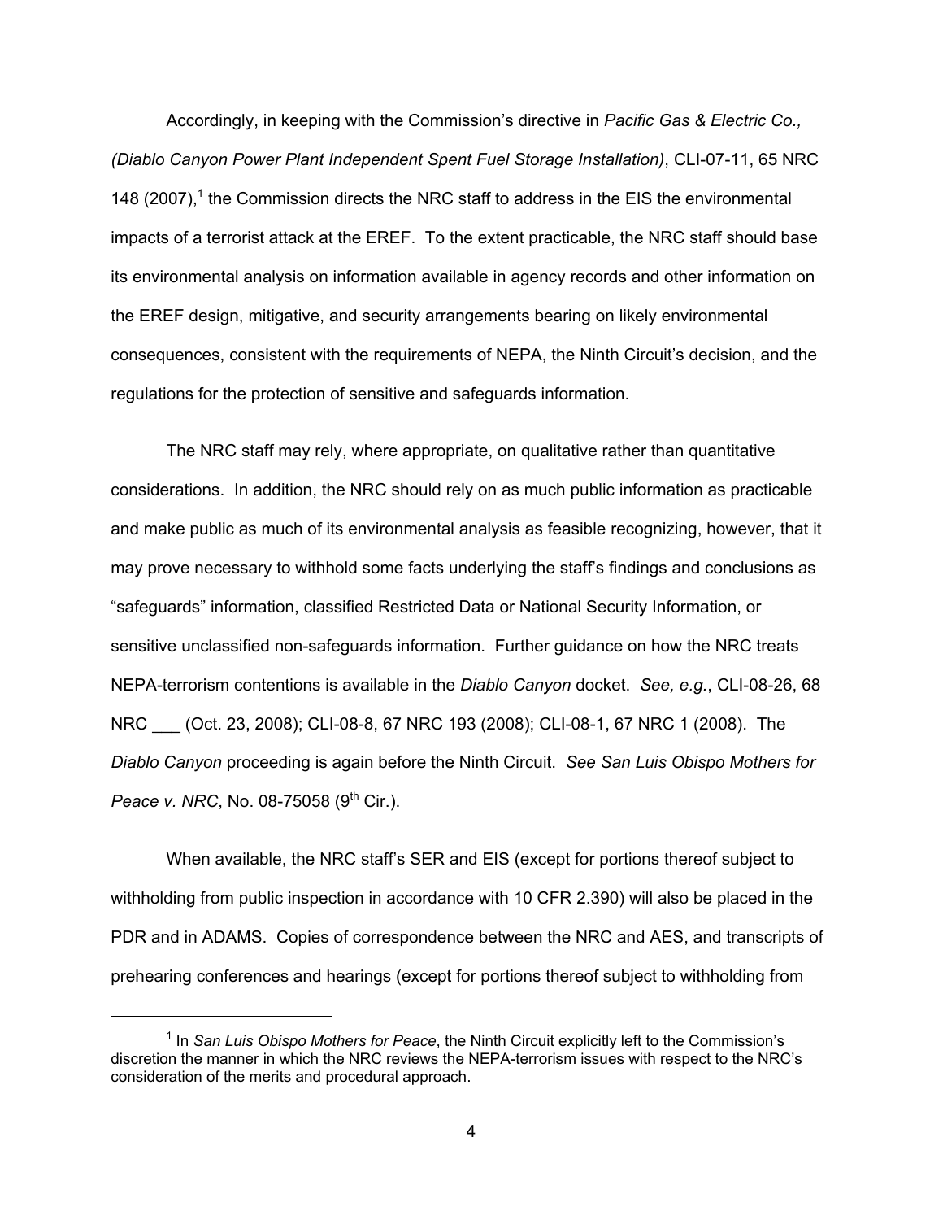Accordingly, in keeping with the Commission's directive in *Pacific Gas & Electric Co., (Diablo Canyon Power Plant Independent Spent Fuel Storage Installation)*, CLI-07-11, 65 NRC 148 (2007),[1] the Commission directs the NRC staff to address in the EIS the environmental impacts of a terrorist attack at the EREF. To the extent practicable, the NRC staff should base its environmental analysis on information available in agency records and other information on the EREF design, mitigative, and security arrangements bearing on likely environmental consequences, consistent with the requirements of NEPA, the Ninth Circuit's decision, and the regulations for the protection of sensitive and safeguards information.

The NRC staff may rely, where appropriate, on qualitative rather than quantitative considerations. In addition, the NRC should rely on as much public information as practicable and make public as much of its environmental analysis as feasible recognizing, however, that it may prove necessary to withhold some facts underlying the staff's findings and conclusions as "safeguards" information, classified Restricted Data or National Security Information, or sensitive unclassified non-safeguards information. Further guidance on how the NRC treats NEPA-terrorism contentions is available in the *Diablo Canyon* docket. *See, e.g.*, CLI-08-26, 68 NRC ___ (Oct. 23, 2008); CLI-08-8, 67 NRC 193 (2008); CLI-08-1, 67 NRC 1 (2008). The *Diablo Canyon* proceeding is again before the Ninth Circuit. *See San Luis Obispo Mothers for Peace v. NRC*, No. 08-75058 (9th Cir.).

When available, the NRC staff's SER and EIS (except for portions thereof subject to withholding from public inspection in accordance with 10 CFR 2.390) will also be placed in the PDR and in ADAMS. Copies of correspondence between the NRC and AES, and transcripts of prehearing conferences and hearings (except for portions thereof subject to withholding from

---

[1] In *San Luis Obispo Mothers for Peace*, the Ninth Circuit explicitly left to the Commission's discretion the manner in which the NRC reviews the NEPA-terrorism issues with respect to the NRC's consideration of the merits and procedural approach.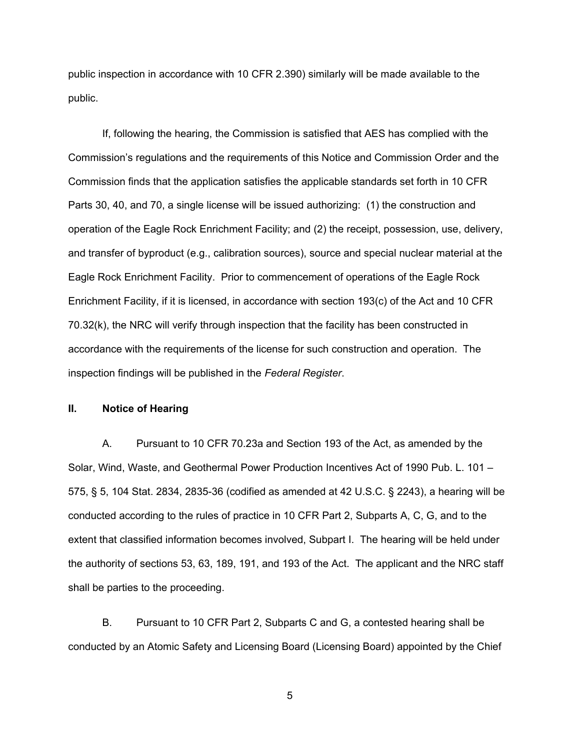public inspection in accordance with 10 CFR 2.390) similarly will be made available to the public.

If, following the hearing, the Commission is satisfied that AES has complied with the Commission's regulations and the requirements of this Notice and Commission Order and the Commission finds that the application satisfies the applicable standards set forth in 10 CFR Parts 30, 40, and 70, a single license will be issued authorizing: (1) the construction and operation of the Eagle Rock Enrichment Facility; and (2) the receipt, possession, use, delivery, and transfer of byproduct (e.g., calibration sources), source and special nuclear material at the Eagle Rock Enrichment Facility. Prior to commencement of operations of the Eagle Rock Enrichment Facility, if it is licensed, in accordance with section 193(c) of the Act and 10 CFR 70.32(k), the NRC will verify through inspection that the facility has been constructed in accordance with the requirements of the license for such construction and operation. The inspection findings will be published in the *Federal Register*.

## II. Notice of Hearing

A. Pursuant to 10 CFR 70.23a and Section 193 of the Act, as amended by the Solar, Wind, Waste, and Geothermal Power Production Incentives Act of 1990 Pub. L. 101 – 575, § 5, 104 Stat. 2834, 2835-36 (codified as amended at 42 U.S.C. § 2243), a hearing will be conducted according to the rules of practice in 10 CFR Part 2, Subparts A, C, G, and to the extent that classified information becomes involved, Subpart I. The hearing will be held under the authority of sections 53, 63, 189, 191, and 193 of the Act. The applicant and the NRC staff shall be parties to the proceeding.

B. Pursuant to 10 CFR Part 2, Subparts C and G, a contested hearing shall be conducted by an Atomic Safety and Licensing Board (Licensing Board) appointed by the Chief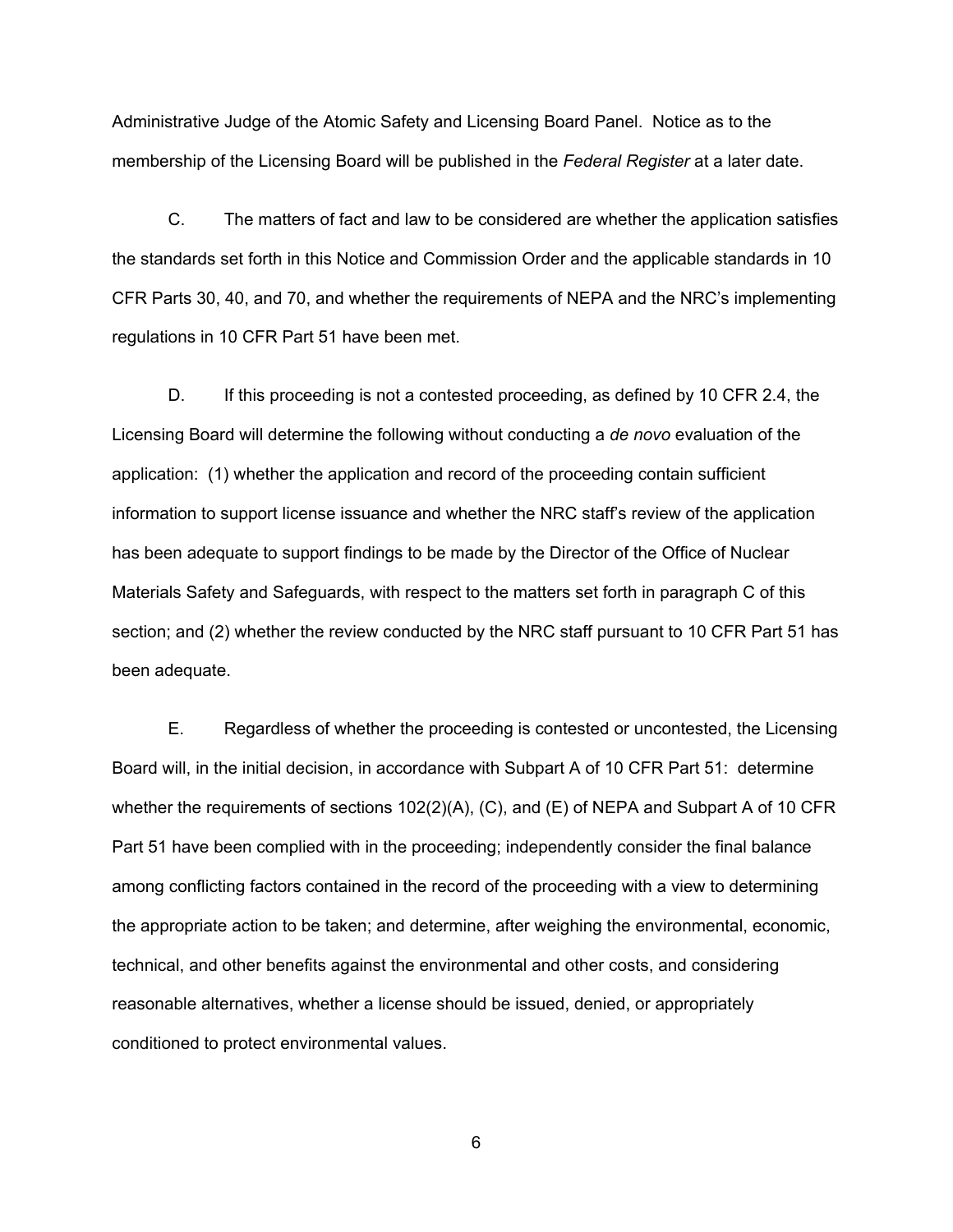Administrative Judge of the Atomic Safety and Licensing Board Panel. Notice as to the membership of the Licensing Board will be published in the *Federal Register* at a later date.

C. The matters of fact and law to be considered are whether the application satisfies the standards set forth in this Notice and Commission Order and the applicable standards in 10 CFR Parts 30, 40, and 70, and whether the requirements of NEPA and the NRC's implementing regulations in 10 CFR Part 51 have been met.

D. If this proceeding is not a contested proceeding, as defined by 10 CFR 2.4, the Licensing Board will determine the following without conducting a *de novo* evaluation of the application: (1) whether the application and record of the proceeding contain sufficient information to support license issuance and whether the NRC staff's review of the application has been adequate to support findings to be made by the Director of the Office of Nuclear Materials Safety and Safeguards, with respect to the matters set forth in paragraph C of this section; and (2) whether the review conducted by the NRC staff pursuant to 10 CFR Part 51 has been adequate.

E. Regardless of whether the proceeding is contested or uncontested, the Licensing Board will, in the initial decision, in accordance with Subpart A of 10 CFR Part 51: determine whether the requirements of sections 102(2)(A), (C), and (E) of NEPA and Subpart A of 10 CFR Part 51 have been complied with in the proceeding; independently consider the final balance among conflicting factors contained in the record of the proceeding with a view to determining the appropriate action to be taken; and determine, after weighing the environmental, economic, technical, and other benefits against the environmental and other costs, and considering reasonable alternatives, whether a license should be issued, denied, or appropriately conditioned to protect environmental values.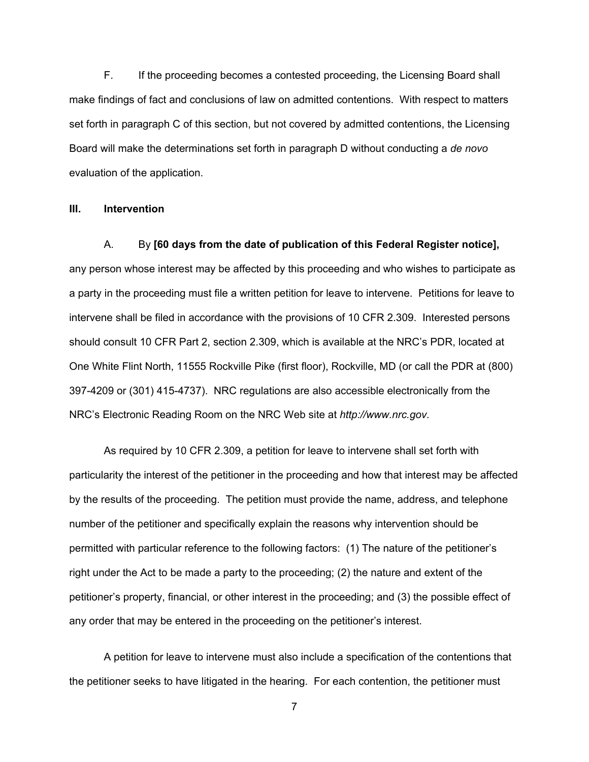F. If the proceeding becomes a contested proceeding, the Licensing Board shall make findings of fact and conclusions of law on admitted contentions. With respect to matters set forth in paragraph C of this section, but not covered by admitted contentions, the Licensing Board will make the determinations set forth in paragraph D without conducting a *de novo* evaluation of the application.

## III. Intervention

A. By **[60 days from the date of publication of this Federal Register notice],** any person whose interest may be affected by this proceeding and who wishes to participate as a party in the proceeding must file a written petition for leave to intervene. Petitions for leave to intervene shall be filed in accordance with the provisions of 10 CFR 2.309. Interested persons should consult 10 CFR Part 2, section 2.309, which is available at the NRC's PDR, located at One White Flint North, 11555 Rockville Pike (first floor), Rockville, MD (or call the PDR at (800) 397-4209 or (301) 415-4737). NRC regulations are also accessible electronically from the NRC's Electronic Reading Room on the NRC Web site at *http://www.nrc.gov.*

As required by 10 CFR 2.309, a petition for leave to intervene shall set forth with particularity the interest of the petitioner in the proceeding and how that interest may be affected by the results of the proceeding. The petition must provide the name, address, and telephone number of the petitioner and specifically explain the reasons why intervention should be permitted with particular reference to the following factors: (1) The nature of the petitioner's right under the Act to be made a party to the proceeding; (2) the nature and extent of the petitioner's property, financial, or other interest in the proceeding; and (3) the possible effect of any order that may be entered in the proceeding on the petitioner's interest.

A petition for leave to intervene must also include a specification of the contentions that the petitioner seeks to have litigated in the hearing. For each contention, the petitioner must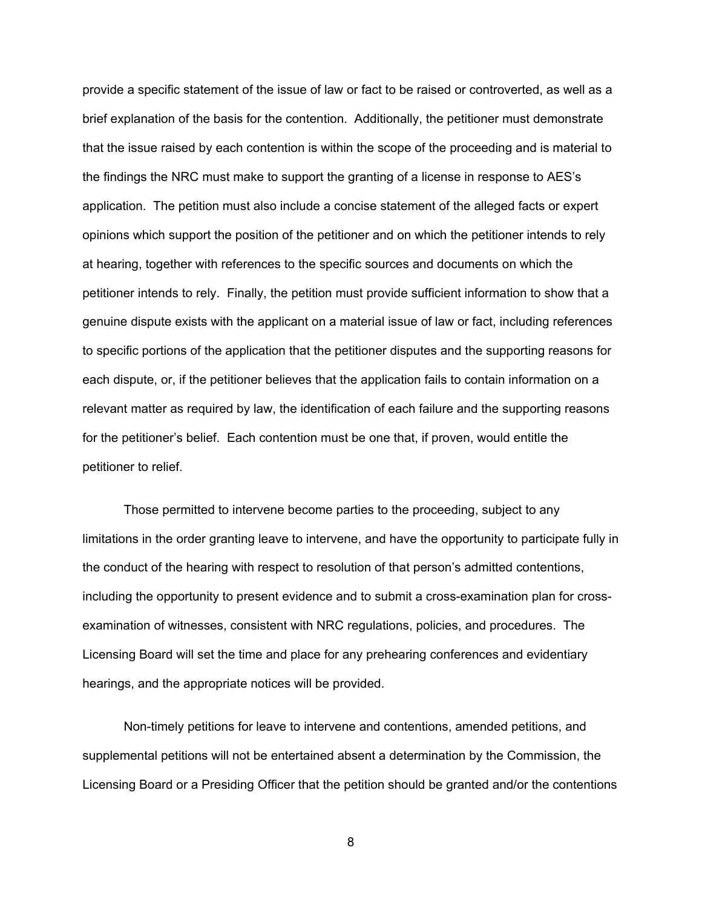provide a specific statement of the issue of law or fact to be raised or controverted, as well as a brief explanation of the basis for the contention. Additionally, the petitioner must demonstrate that the issue raised by each contention is within the scope of the proceeding and is material to the findings the NRC must make to support the granting of a license in response to AES's application. The petition must also include a concise statement of the alleged facts or expert opinions which support the position of the petitioner and on which the petitioner intends to rely at hearing, together with references to the specific sources and documents on which the petitioner intends to rely. Finally, the petition must provide sufficient information to show that a genuine dispute exists with the applicant on a material issue of law or fact, including references to specific portions of the application that the petitioner disputes and the supporting reasons for each dispute, or, if the petitioner believes that the application fails to contain information on a relevant matter as required by law, the identification of each failure and the supporting reasons for the petitioner's belief. Each contention must be one that, if proven, would entitle the petitioner to relief.

Those permitted to intervene become parties to the proceeding, subject to any limitations in the order granting leave to intervene, and have the opportunity to participate fully in the conduct of the hearing with respect to resolution of that person's admitted contentions, including the opportunity to present evidence and to submit a cross-examination plan for cross-examination of witnesses, consistent with NRC regulations, policies, and procedures. The Licensing Board will set the time and place for any prehearing conferences and evidentiary hearings, and the appropriate notices will be provided.

Non-timely petitions for leave to intervene and contentions, amended petitions, and supplemental petitions will not be entertained absent a determination by the Commission, the Licensing Board or a Presiding Officer that the petition should be granted and/or the contentions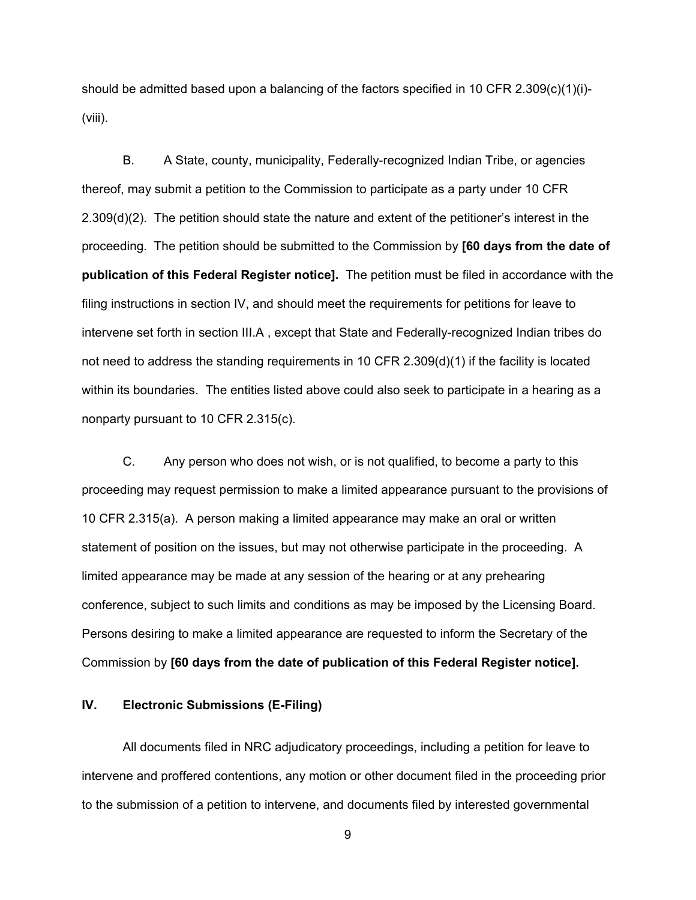should be admitted based upon a balancing of the factors specified in 10 CFR 2.309(c)(1)(i)-(viii).

B. A State, county, municipality, Federally-recognized Indian Tribe, or agencies thereof, may submit a petition to the Commission to participate as a party under 10 CFR 2.309(d)(2). The petition should state the nature and extent of the petitioner's interest in the proceeding. The petition should be submitted to the Commission by **[60 days from the date of publication of this Federal Register notice].** The petition must be filed in accordance with the filing instructions in section IV, and should meet the requirements for petitions for leave to intervene set forth in section III.A , except that State and Federally-recognized Indian tribes do not need to address the standing requirements in 10 CFR 2.309(d)(1) if the facility is located within its boundaries. The entities listed above could also seek to participate in a hearing as a nonparty pursuant to 10 CFR 2.315(c).

C. Any person who does not wish, or is not qualified, to become a party to this proceeding may request permission to make a limited appearance pursuant to the provisions of 10 CFR 2.315(a). A person making a limited appearance may make an oral or written statement of position on the issues, but may not otherwise participate in the proceeding. A limited appearance may be made at any session of the hearing or at any prehearing conference, subject to such limits and conditions as may be imposed by the Licensing Board. Persons desiring to make a limited appearance are requested to inform the Secretary of the Commission by **[60 days from the date of publication of this Federal Register notice].**

## IV. Electronic Submissions (E-Filing)

All documents filed in NRC adjudicatory proceedings, including a petition for leave to intervene and proffered contentions, any motion or other document filed in the proceeding prior to the submission of a petition to intervene, and documents filed by interested governmental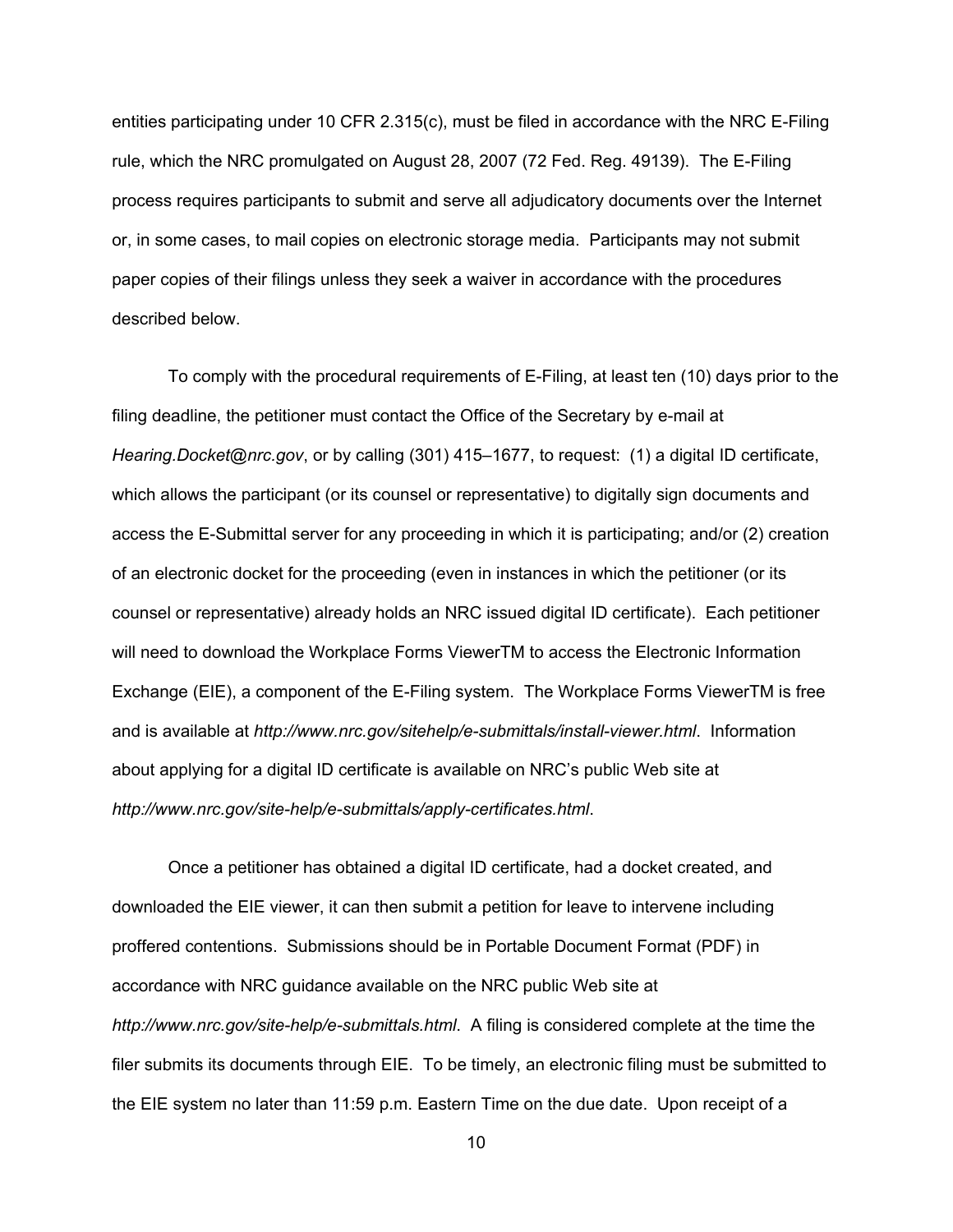entities participating under 10 CFR 2.315(c), must be filed in accordance with the NRC E-Filing rule, which the NRC promulgated on August 28, 2007 (72 Fed. Reg. 49139). The E-Filing process requires participants to submit and serve all adjudicatory documents over the Internet or, in some cases, to mail copies on electronic storage media. Participants may not submit paper copies of their filings unless they seek a waiver in accordance with the procedures described below.

To comply with the procedural requirements of E-Filing, at least ten (10) days prior to the filing deadline, the petitioner must contact the Office of the Secretary by e-mail at *Hearing.Docket@nrc.gov*, or by calling (301) 415–1677, to request: (1) a digital ID certificate, which allows the participant (or its counsel or representative) to digitally sign documents and access the E-Submittal server for any proceeding in which it is participating; and/or (2) creation of an electronic docket for the proceeding (even in instances in which the petitioner (or its counsel or representative) already holds an NRC issued digital ID certificate). Each petitioner will need to download the Workplace Forms ViewerTM to access the Electronic Information Exchange (EIE), a component of the E-Filing system. The Workplace Forms ViewerTM is free and is available at *http://www.nrc.gov/sitehelp/e-submittals/install-viewer.html*. Information about applying for a digital ID certificate is available on NRC's public Web site at *http://www.nrc.gov/site-help/e-submittals/apply-certificates.html*.

Once a petitioner has obtained a digital ID certificate, had a docket created, and downloaded the EIE viewer, it can then submit a petition for leave to intervene including proffered contentions. Submissions should be in Portable Document Format (PDF) in accordance with NRC guidance available on the NRC public Web site at *http://www.nrc.gov/site-help/e-submittals.html*. A filing is considered complete at the time the filer submits its documents through EIE. To be timely, an electronic filing must be submitted to the EIE system no later than 11:59 p.m. Eastern Time on the due date. Upon receipt of a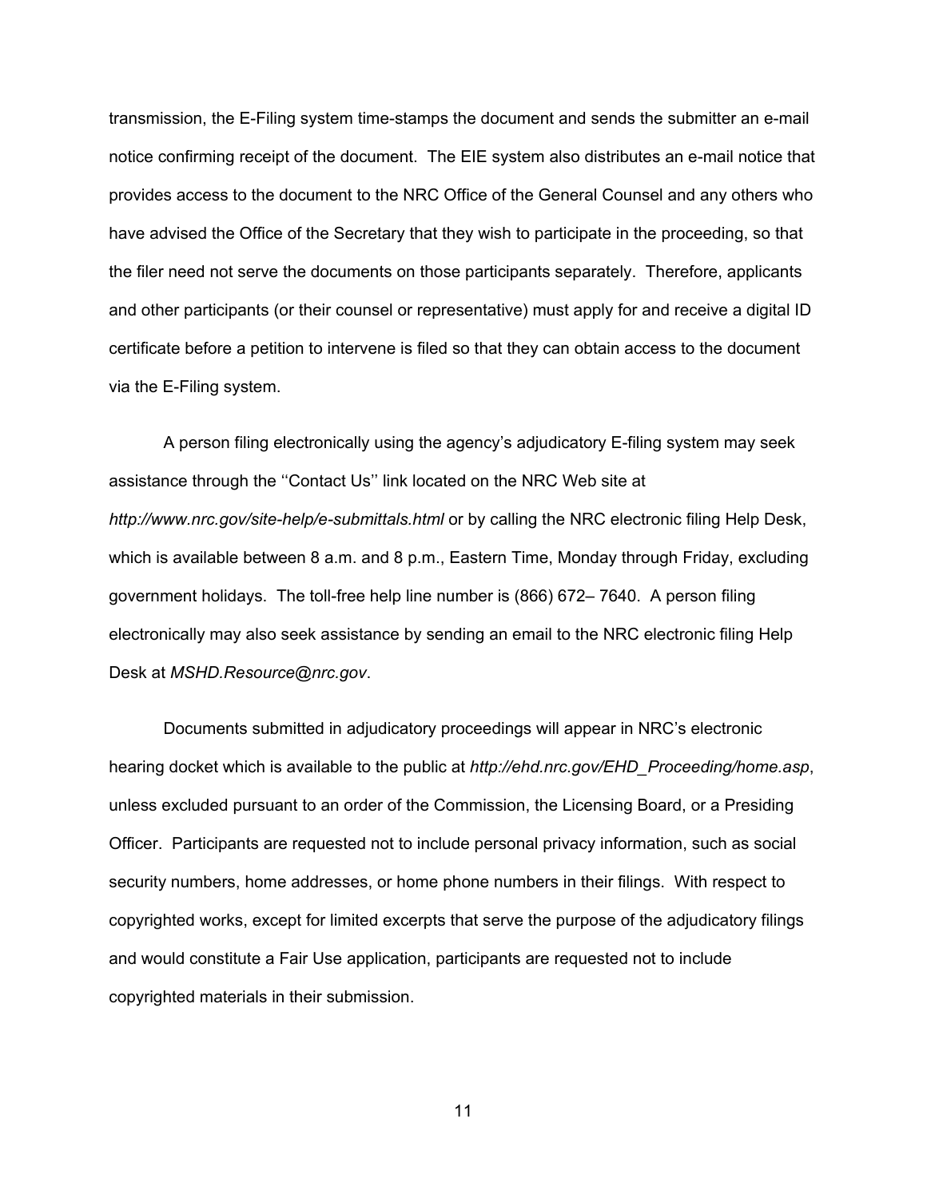transmission, the E-Filing system time-stamps the document and sends the submitter an e-mail notice confirming receipt of the document. The EIE system also distributes an e-mail notice that provides access to the document to the NRC Office of the General Counsel and any others who have advised the Office of the Secretary that they wish to participate in the proceeding, so that the filer need not serve the documents on those participants separately. Therefore, applicants and other participants (or their counsel or representative) must apply for and receive a digital ID certificate before a petition to intervene is filed so that they can obtain access to the document via the E-Filing system.

A person filing electronically using the agency's adjudicatory E-filing system may seek assistance through the ''Contact Us'' link located on the NRC Web site at *http://www.nrc.gov/site-help/e-submittals.html* or by calling the NRC electronic filing Help Desk, which is available between 8 a.m. and 8 p.m., Eastern Time, Monday through Friday, excluding government holidays. The toll-free help line number is (866) 672– 7640. A person filing electronically may also seek assistance by sending an email to the NRC electronic filing Help Desk at *MSHD.Resource@nrc.gov*.

Documents submitted in adjudicatory proceedings will appear in NRC's electronic hearing docket which is available to the public at *http://ehd.nrc.gov/EHD_Proceeding/home.asp*, unless excluded pursuant to an order of the Commission, the Licensing Board, or a Presiding Officer. Participants are requested not to include personal privacy information, such as social security numbers, home addresses, or home phone numbers in their filings. With respect to copyrighted works, except for limited excerpts that serve the purpose of the adjudicatory filings and would constitute a Fair Use application, participants are requested not to include copyrighted materials in their submission.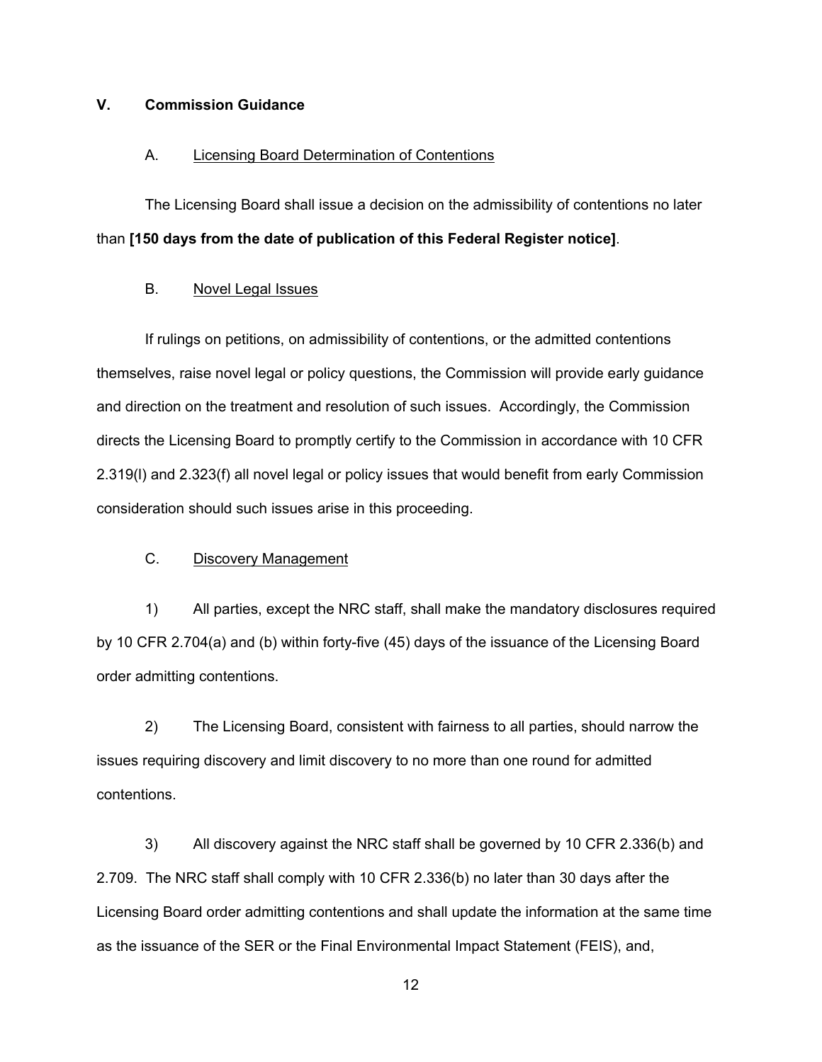## V. Commission Guidance

### A. Licensing Board Determination of Contentions

The Licensing Board shall issue a decision on the admissibility of contentions no later than **[150 days from the date of publication of this Federal Register notice]**.

### B. Novel Legal Issues

If rulings on petitions, on admissibility of contentions, or the admitted contentions themselves, raise novel legal or policy questions, the Commission will provide early guidance and direction on the treatment and resolution of such issues. Accordingly, the Commission directs the Licensing Board to promptly certify to the Commission in accordance with 10 CFR 2.319(l) and 2.323(f) all novel legal or policy issues that would benefit from early Commission consideration should such issues arise in this proceeding.

### C. Discovery Management

1) All parties, except the NRC staff, shall make the mandatory disclosures required by 10 CFR 2.704(a) and (b) within forty-five (45) days of the issuance of the Licensing Board order admitting contentions.

2) The Licensing Board, consistent with fairness to all parties, should narrow the issues requiring discovery and limit discovery to no more than one round for admitted contentions.

3) All discovery against the NRC staff shall be governed by 10 CFR 2.336(b) and 2.709. The NRC staff shall comply with 10 CFR 2.336(b) no later than 30 days after the Licensing Board order admitting contentions and shall update the information at the same time as the issuance of the SER or the Final Environmental Impact Statement (FEIS), and,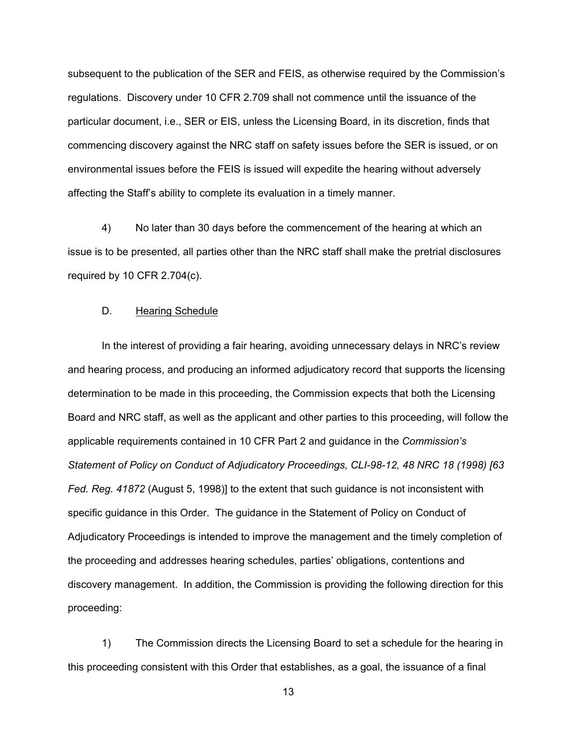subsequent to the publication of the SER and FEIS, as otherwise required by the Commission's regulations. Discovery under 10 CFR 2.709 shall not commence until the issuance of the particular document, i.e., SER or EIS, unless the Licensing Board, in its discretion, finds that commencing discovery against the NRC staff on safety issues before the SER is issued, or on environmental issues before the FEIS is issued will expedite the hearing without adversely affecting the Staff's ability to complete its evaluation in a timely manner.

4) No later than 30 days before the commencement of the hearing at which an issue is to be presented, all parties other than the NRC staff shall make the pretrial disclosures required by 10 CFR 2.704(c).

D. Hearing Schedule

In the interest of providing a fair hearing, avoiding unnecessary delays in NRC's review and hearing process, and producing an informed adjudicatory record that supports the licensing determination to be made in this proceeding, the Commission expects that both the Licensing Board and NRC staff, as well as the applicant and other parties to this proceeding, will follow the applicable requirements contained in 10 CFR Part 2 and guidance in the *Commission's Statement of Policy on Conduct of Adjudicatory Proceedings, CLI-98-12, 48 NRC 18 (1998) [63 Fed. Reg. 41872* (August 5, 1998)] to the extent that such guidance is not inconsistent with specific guidance in this Order. The guidance in the Statement of Policy on Conduct of Adjudicatory Proceedings is intended to improve the management and the timely completion of the proceeding and addresses hearing schedules, parties' obligations, contentions and discovery management. In addition, the Commission is providing the following direction for this proceeding:

1) The Commission directs the Licensing Board to set a schedule for the hearing in this proceeding consistent with this Order that establishes, as a goal, the issuance of a final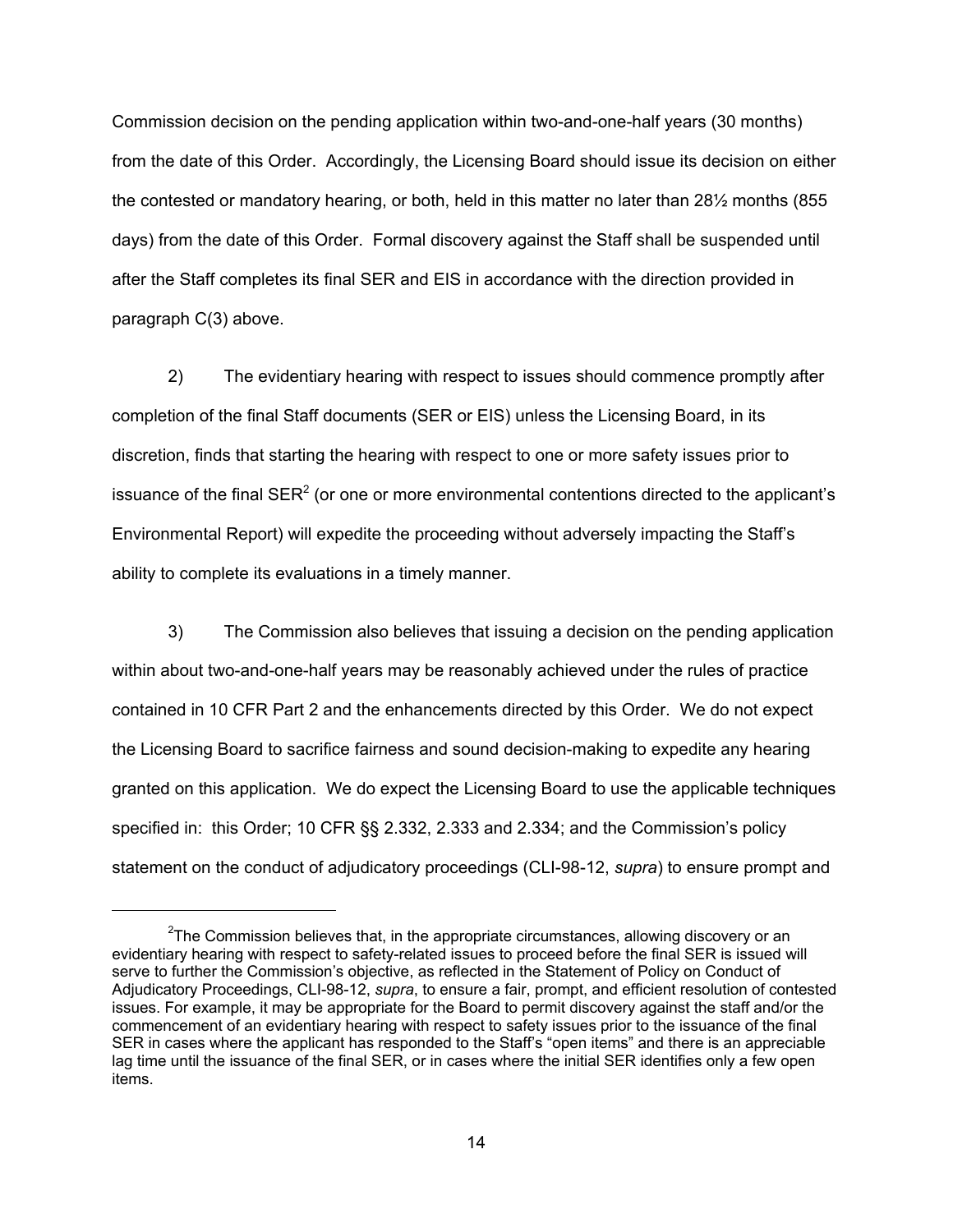Commission decision on the pending application within two-and-one-half years (30 months) from the date of this Order. Accordingly, the Licensing Board should issue its decision on either the contested or mandatory hearing, or both, held in this matter no later than 28½ months (855 days) from the date of this Order. Formal discovery against the Staff shall be suspended until after the Staff completes its final SER and EIS in accordance with the direction provided in paragraph C(3) above.

2) The evidentiary hearing with respect to issues should commence promptly after completion of the final Staff documents (SER or EIS) unless the Licensing Board, in its discretion, finds that starting the hearing with respect to one or more safety issues prior to issuance of the final SER[2] (or one or more environmental contentions directed to the applicant's Environmental Report) will expedite the proceeding without adversely impacting the Staff's ability to complete its evaluations in a timely manner.

3) The Commission also believes that issuing a decision on the pending application within about two-and-one-half years may be reasonably achieved under the rules of practice contained in 10 CFR Part 2 and the enhancements directed by this Order. We do not expect the Licensing Board to sacrifice fairness and sound decision-making to expedite any hearing granted on this application. We do expect the Licensing Board to use the applicable techniques specified in: this Order; 10 CFR §§ 2.332, 2.333 and 2.334; and the Commission's policy statement on the conduct of adjudicatory proceedings (CLI-98-12, *supra*) to ensure prompt and

[2]The Commission believes that, in the appropriate circumstances, allowing discovery or an evidentiary hearing with respect to safety-related issues to proceed before the final SER is issued will serve to further the Commission's objective, as reflected in the Statement of Policy on Conduct of Adjudicatory Proceedings, CLI-98-12, *supra*, to ensure a fair, prompt, and efficient resolution of contested issues. For example, it may be appropriate for the Board to permit discovery against the staff and/or the commencement of an evidentiary hearing with respect to safety issues prior to the issuance of the final SER in cases where the applicant has responded to the Staff's "open items" and there is an appreciable lag time until the issuance of the final SER, or in cases where the initial SER identifies only a few open items.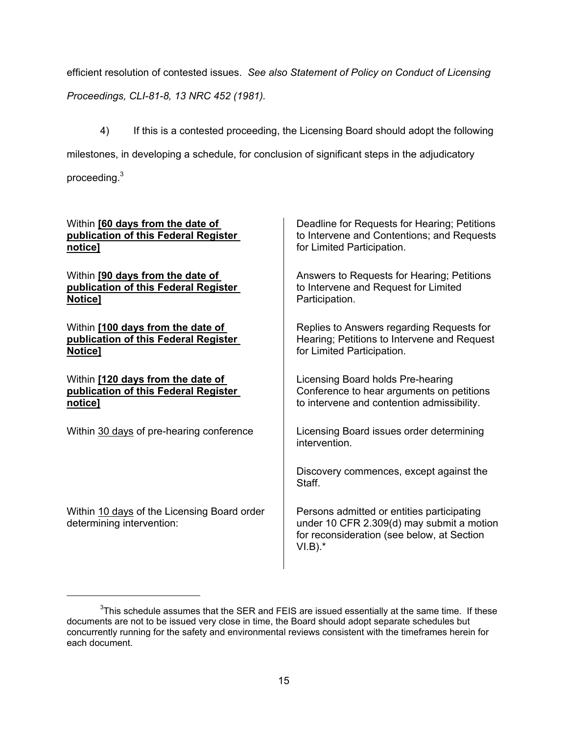efficient resolution of contested issues. *See also Statement of Policy on Conduct of Licensing Proceedings, CLI-81-8, 13 NRC 452 (1981).*

4) If this is a contested proceeding, the Licensing Board should adopt the following milestones, in developing a schedule, for conclusion of significant steps in the adjudicatory proceeding.[3]

| | |
|---|---|
| Within **[60 days from the date of publication of this Federal Register notice]** | Deadline for Requests for Hearing; Petitions to Intervene and Contentions; and Requests for Limited Participation. |
| Within **[90 days from the date of publication of this Federal Register Notice]** | Answers to Requests for Hearing; Petitions to Intervene and Request for Limited Participation. |
| Within **[100 days from the date of publication of this Federal Register Notice]** | Replies to Answers regarding Requests for Hearing; Petitions to Intervene and Request for Limited Participation. |
| Within **[120 days from the date of publication of this Federal Register notice]** | Licensing Board holds Pre-hearing Conference to hear arguments on petitions to intervene and contention admissibility. |
| Within 30 days of pre-hearing conference | Licensing Board issues order determining intervention. |
| | Discovery commences, except against the Staff. |
| Within 10 days of the Licensing Board order determining intervention: | Persons admitted or entities participating under 10 CFR 2.309(d) may submit a motion for reconsideration (see below, at Section VI.B).* |

[3]This schedule assumes that the SER and FEIS are issued essentially at the same time. If these documents are not to be issued very close in time, the Board should adopt separate schedules but concurrently running for the safety and environmental reviews consistent with the timeframes herein for each document.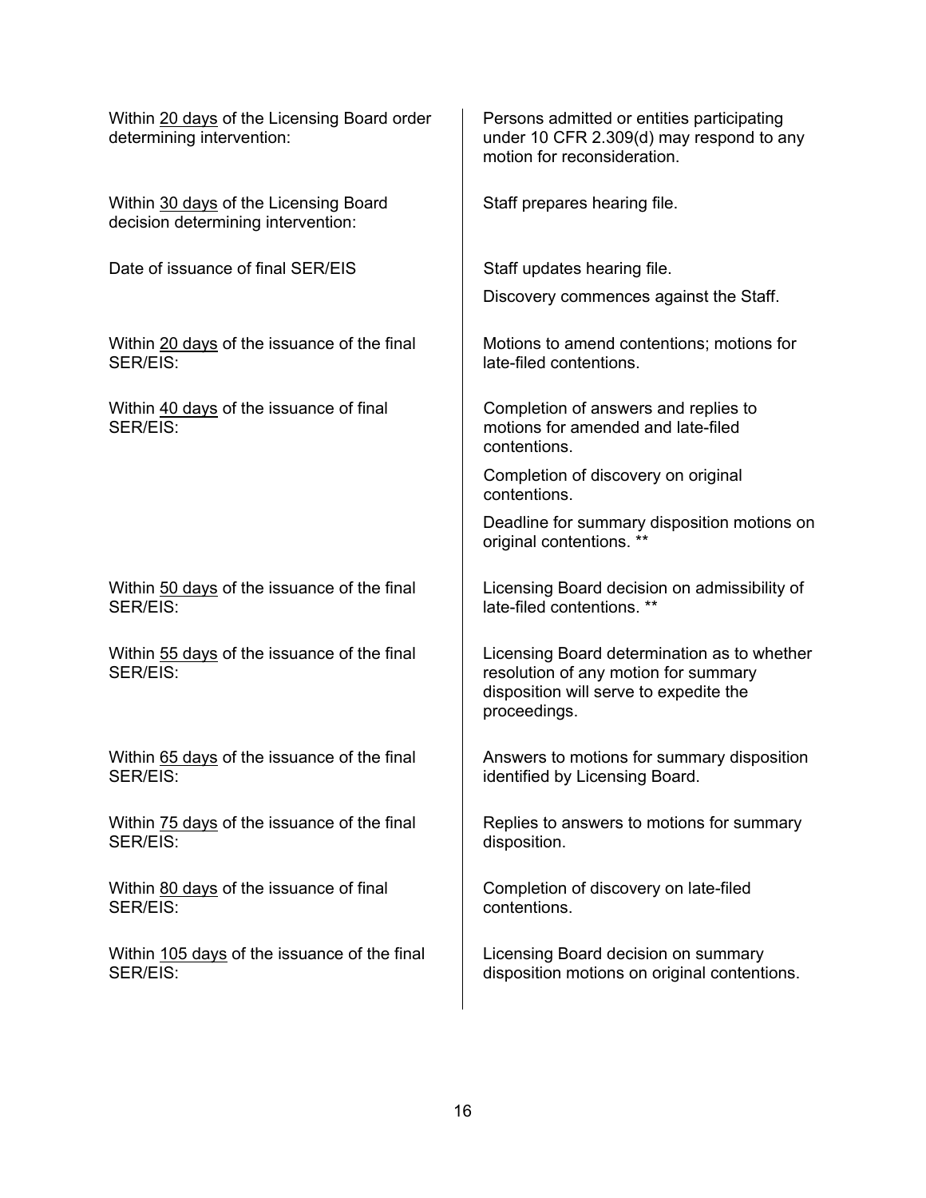| | |
|---|---|
| Within <u>20 days</u> of the Licensing Board order determining intervention: | Persons admitted or entities participating under 10 CFR 2.309(d) may respond to any motion for reconsideration. |
| Within <u>30 days</u> of the Licensing Board decision determining intervention: | Staff prepares hearing file. |
| Date of issuance of final SER/EIS | Staff updates hearing file.<br><br>Discovery commences against the Staff. |
| Within <u>20 days</u> of the issuance of the final SER/EIS: | Motions to amend contentions; motions for late-filed contentions. |
| Within <u>40 days</u> of the issuance of final SER/EIS: | Completion of answers and replies to motions for amended and late-filed contentions.<br><br>Completion of discovery on original contentions.<br><br>Deadline for summary disposition motions on original contentions. ** |
| Within <u>50 days</u> of the issuance of the final SER/EIS: | Licensing Board decision on admissibility of late-filed contentions. ** |
| Within <u>55 days</u> of the issuance of the final SER/EIS: | Licensing Board determination as to whether resolution of any motion for summary disposition will serve to expedite the proceedings. |
| Within <u>65 days</u> of the issuance of the final SER/EIS: | Answers to motions for summary disposition identified by Licensing Board. |
| Within <u>75 days</u> of the issuance of the final SER/EIS: | Replies to answers to motions for summary disposition. |
| Within <u>80 days</u> of the issuance of final SER/EIS: | Completion of discovery on late-filed contentions. |
| Within <u>105 days</u> of the issuance of the final SER/EIS: | Licensing Board decision on summary disposition motions on original contentions. |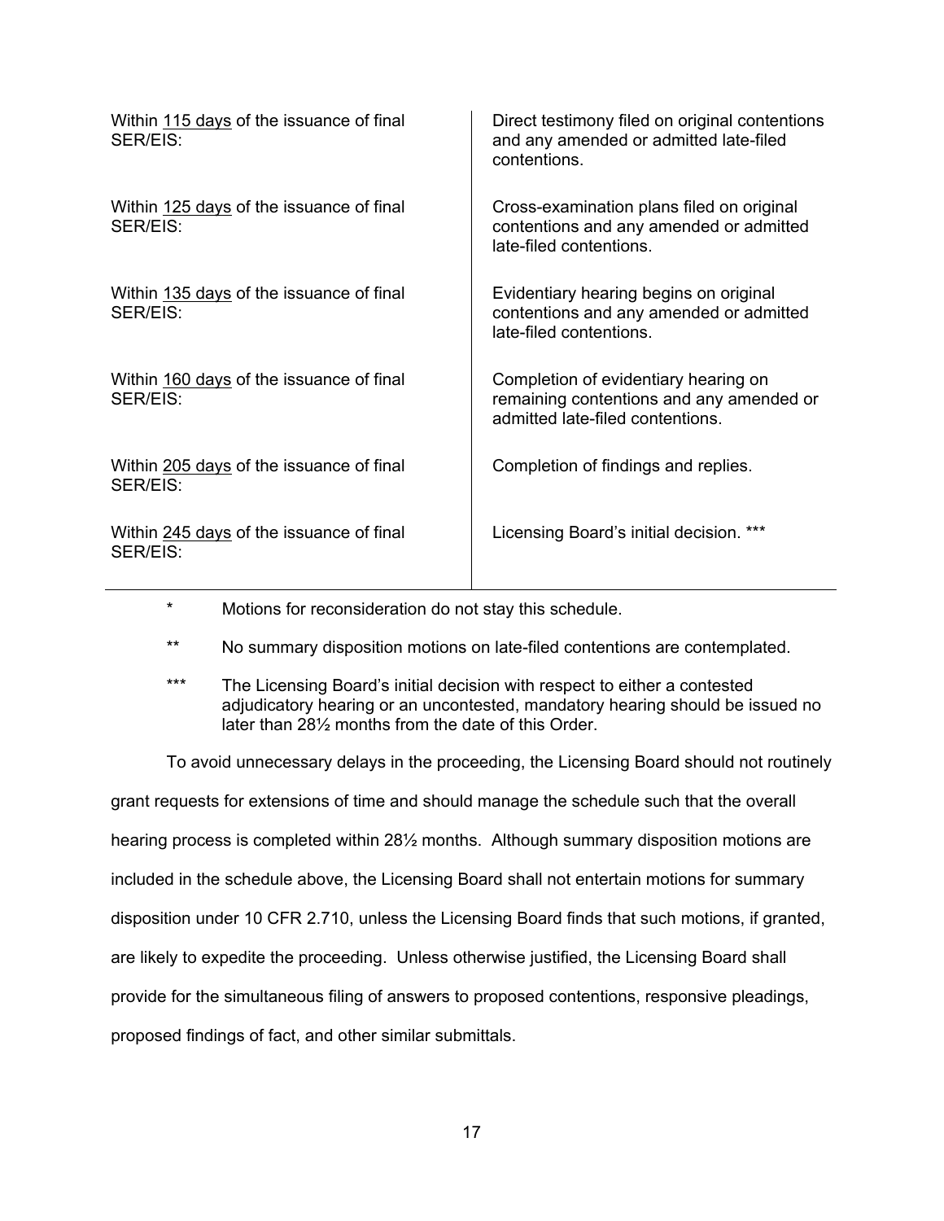| | |
|---|---|
| Within 115 days of the issuance of final SER/EIS: | Direct testimony filed on original contentions and any amended or admitted late-filed contentions. |
| Within 125 days of the issuance of final SER/EIS: | Cross-examination plans filed on original contentions and any amended or admitted late-filed contentions. |
| Within 135 days of the issuance of final SER/EIS: | Evidentiary hearing begins on original contentions and any amended or admitted late-filed contentions. |
| Within 160 days of the issuance of final SER/EIS: | Completion of evidentiary hearing on remaining contentions and any amended or admitted late-filed contentions. |
| Within 205 days of the issuance of final SER/EIS: | Completion of findings and replies. |
| Within 245 days of the issuance of final SER/EIS: | Licensing Board's initial decision. *** |

\* Motions for reconsideration do not stay this schedule.

\*\* No summary disposition motions on late-filed contentions are contemplated.

\*\*\* The Licensing Board's initial decision with respect to either a contested adjudicatory hearing or an uncontested, mandatory hearing should be issued no later than 28½ months from the date of this Order.

To avoid unnecessary delays in the proceeding, the Licensing Board should not routinely grant requests for extensions of time and should manage the schedule such that the overall hearing process is completed within 28½ months. Although summary disposition motions are included in the schedule above, the Licensing Board shall not entertain motions for summary disposition under 10 CFR 2.710, unless the Licensing Board finds that such motions, if granted, are likely to expedite the proceeding. Unless otherwise justified, the Licensing Board shall provide for the simultaneous filing of answers to proposed contentions, responsive pleadings, proposed findings of fact, and other similar submittals.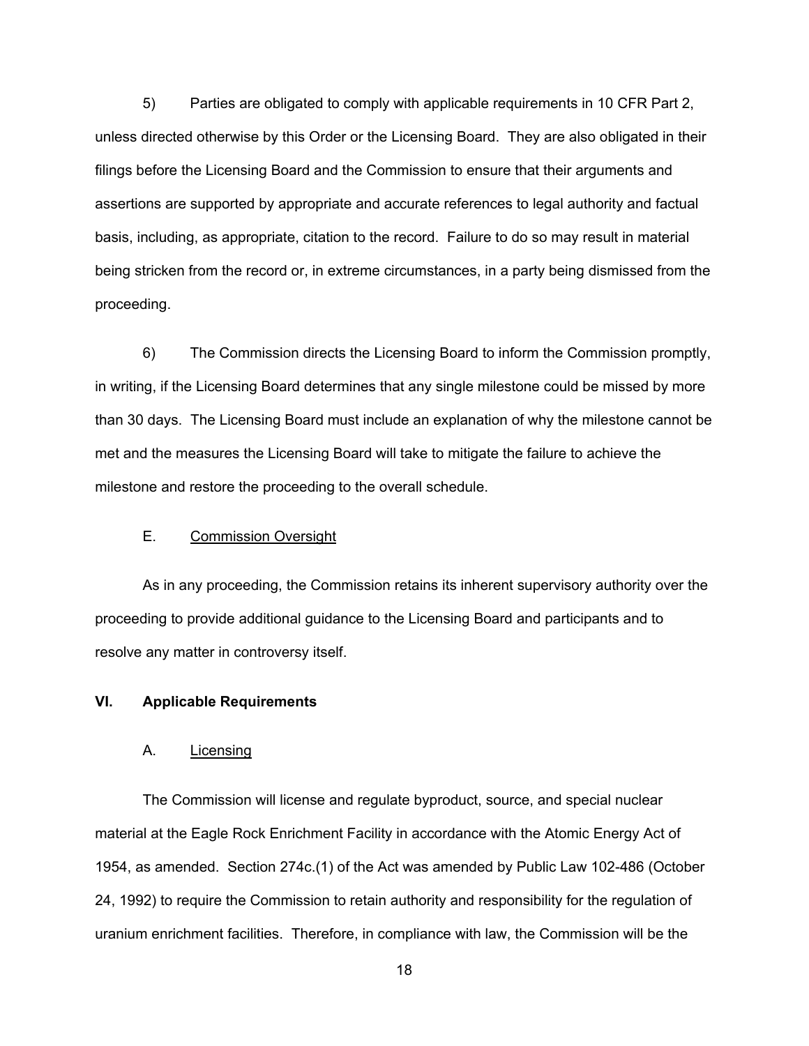5) Parties are obligated to comply with applicable requirements in 10 CFR Part 2, unless directed otherwise by this Order or the Licensing Board. They are also obligated in their filings before the Licensing Board and the Commission to ensure that their arguments and assertions are supported by appropriate and accurate references to legal authority and factual basis, including, as appropriate, citation to the record. Failure to do so may result in material being stricken from the record or, in extreme circumstances, in a party being dismissed from the proceeding.

6) The Commission directs the Licensing Board to inform the Commission promptly, in writing, if the Licensing Board determines that any single milestone could be missed by more than 30 days. The Licensing Board must include an explanation of why the milestone cannot be met and the measures the Licensing Board will take to mitigate the failure to achieve the milestone and restore the proceeding to the overall schedule.

### E. Commission Oversight

As in any proceeding, the Commission retains its inherent supervisory authority over the proceeding to provide additional guidance to the Licensing Board and participants and to resolve any matter in controversy itself.

## VI. Applicable Requirements

### A. Licensing

The Commission will license and regulate byproduct, source, and special nuclear material at the Eagle Rock Enrichment Facility in accordance with the Atomic Energy Act of 1954, as amended. Section 274c.(1) of the Act was amended by Public Law 102-486 (October 24, 1992) to require the Commission to retain authority and responsibility for the regulation of uranium enrichment facilities. Therefore, in compliance with law, the Commission will be the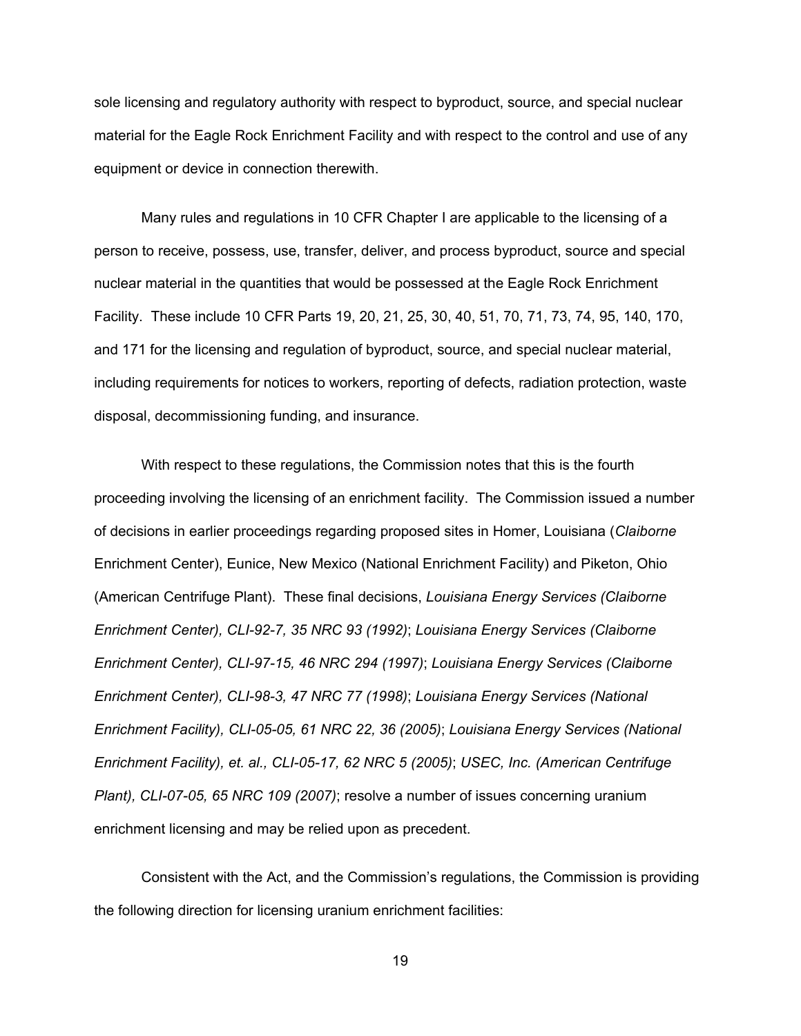sole licensing and regulatory authority with respect to byproduct, source, and special nuclear material for the Eagle Rock Enrichment Facility and with respect to the control and use of any equipment or device in connection therewith.

Many rules and regulations in 10 CFR Chapter I are applicable to the licensing of a person to receive, possess, use, transfer, deliver, and process byproduct, source and special nuclear material in the quantities that would be possessed at the Eagle Rock Enrichment Facility. These include 10 CFR Parts 19, 20, 21, 25, 30, 40, 51, 70, 71, 73, 74, 95, 140, 170, and 171 for the licensing and regulation of byproduct, source, and special nuclear material, including requirements for notices to workers, reporting of defects, radiation protection, waste disposal, decommissioning funding, and insurance.

With respect to these regulations, the Commission notes that this is the fourth proceeding involving the licensing of an enrichment facility. The Commission issued a number of decisions in earlier proceedings regarding proposed sites in Homer, Louisiana (*Claiborne* Enrichment Center), Eunice, New Mexico (National Enrichment Facility) and Piketon, Ohio (American Centrifuge Plant). These final decisions, *Louisiana Energy Services (Claiborne Enrichment Center), CLI-92-7, 35 NRC 93 (1992)*; *Louisiana Energy Services (Claiborne Enrichment Center), CLI-97-15, 46 NRC 294 (1997)*; *Louisiana Energy Services (Claiborne Enrichment Center), CLI-98-3, 47 NRC 77 (1998)*; *Louisiana Energy Services (National Enrichment Facility), CLI-05-05, 61 NRC 22, 36 (2005)*; *Louisiana Energy Services (National Enrichment Facility), et. al., CLI-05-17, 62 NRC 5 (2005)*; *USEC, Inc. (American Centrifuge Plant), CLI-07-05, 65 NRC 109 (2007)*; resolve a number of issues concerning uranium enrichment licensing and may be relied upon as precedent.

Consistent with the Act, and the Commission's regulations, the Commission is providing the following direction for licensing uranium enrichment facilities: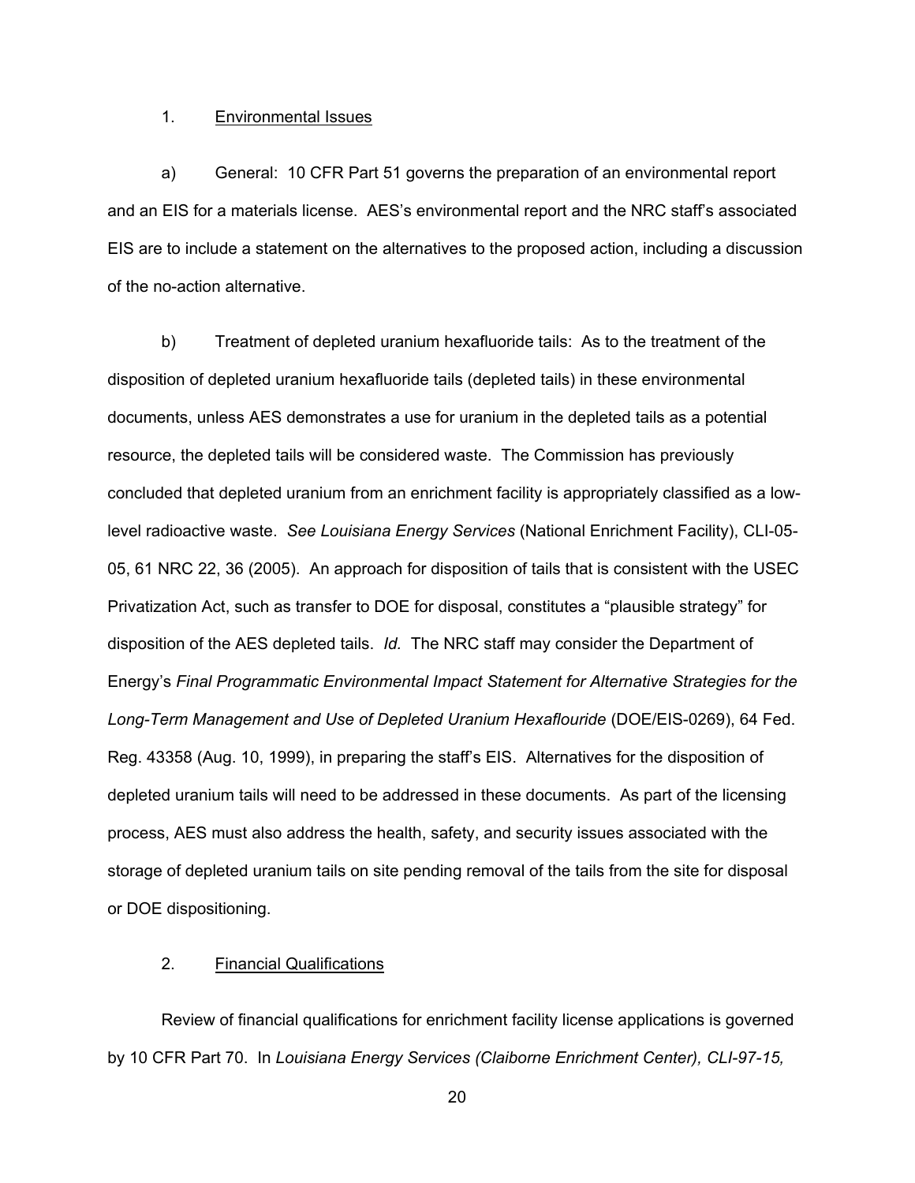1. <u>Environmental Issues</u>

a) General: 10 CFR Part 51 governs the preparation of an environmental report and an EIS for a materials license. AES's environmental report and the NRC staff's associated EIS are to include a statement on the alternatives to the proposed action, including a discussion of the no-action alternative.

b) Treatment of depleted uranium hexafluoride tails: As to the treatment of the disposition of depleted uranium hexafluoride tails (depleted tails) in these environmental documents, unless AES demonstrates a use for uranium in the depleted tails as a potential resource, the depleted tails will be considered waste. The Commission has previously concluded that depleted uranium from an enrichment facility is appropriately classified as a low-level radioactive waste. *See Louisiana Energy Services* (National Enrichment Facility), CLI-05-05, 61 NRC 22, 36 (2005). An approach for disposition of tails that is consistent with the USEC Privatization Act, such as transfer to DOE for disposal, constitutes a "plausible strategy" for disposition of the AES depleted tails. *Id.* The NRC staff may consider the Department of Energy's *Final Programmatic Environmental Impact Statement for Alternative Strategies for the Long-Term Management and Use of Depleted Uranium Hexaflouride* (DOE/EIS-0269), 64 Fed. Reg. 43358 (Aug. 10, 1999), in preparing the staff's EIS. Alternatives for the disposition of depleted uranium tails will need to be addressed in these documents. As part of the licensing process, AES must also address the health, safety, and security issues associated with the storage of depleted uranium tails on site pending removal of the tails from the site for disposal or DOE dispositioning.

2. <u>Financial Qualifications</u>

Review of financial qualifications for enrichment facility license applications is governed by 10 CFR Part 70. In *Louisiana Energy Services (Claiborne Enrichment Center), CLI-97-15,*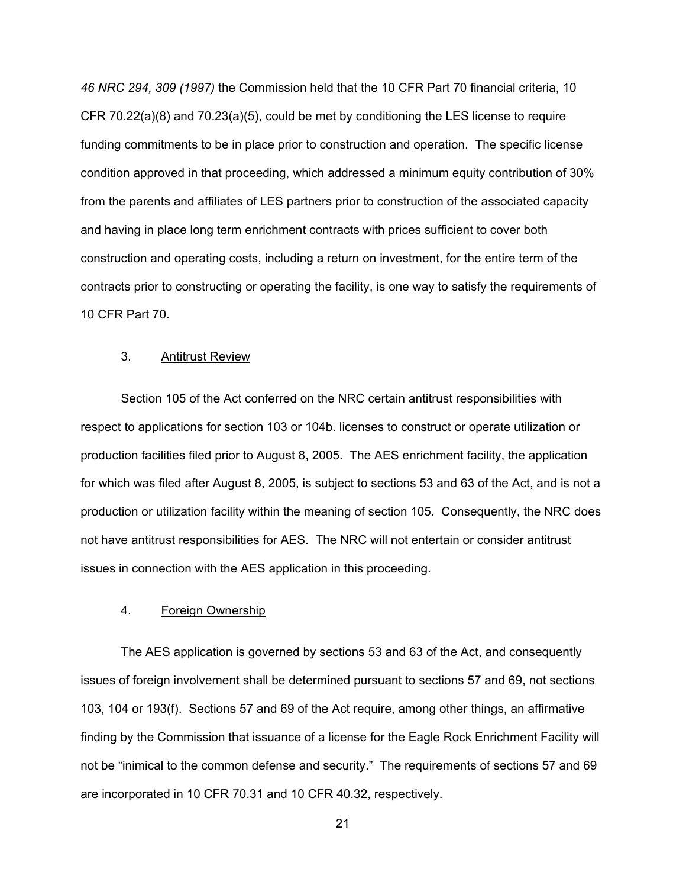*46 NRC 294, 309 (1997)* the Commission held that the 10 CFR Part 70 financial criteria, 10 CFR 70.22(a)(8) and 70.23(a)(5), could be met by conditioning the LES license to require funding commitments to be in place prior to construction and operation. The specific license condition approved in that proceeding, which addressed a minimum equity contribution of 30% from the parents and affiliates of LES partners prior to construction of the associated capacity and having in place long term enrichment contracts with prices sufficient to cover both construction and operating costs, including a return on investment, for the entire term of the contracts prior to constructing or operating the facility, is one way to satisfy the requirements of 10 CFR Part 70.

### 3. Antitrust Review

Section 105 of the Act conferred on the NRC certain antitrust responsibilities with respect to applications for section 103 or 104b. licenses to construct or operate utilization or production facilities filed prior to August 8, 2005. The AES enrichment facility, the application for which was filed after August 8, 2005, is subject to sections 53 and 63 of the Act, and is not a production or utilization facility within the meaning of section 105. Consequently, the NRC does not have antitrust responsibilities for AES. The NRC will not entertain or consider antitrust issues in connection with the AES application in this proceeding.

### 4. Foreign Ownership

The AES application is governed by sections 53 and 63 of the Act, and consequently issues of foreign involvement shall be determined pursuant to sections 57 and 69, not sections 103, 104 or 193(f). Sections 57 and 69 of the Act require, among other things, an affirmative finding by the Commission that issuance of a license for the Eagle Rock Enrichment Facility will not be "inimical to the common defense and security." The requirements of sections 57 and 69 are incorporated in 10 CFR 70.31 and 10 CFR 40.32, respectively.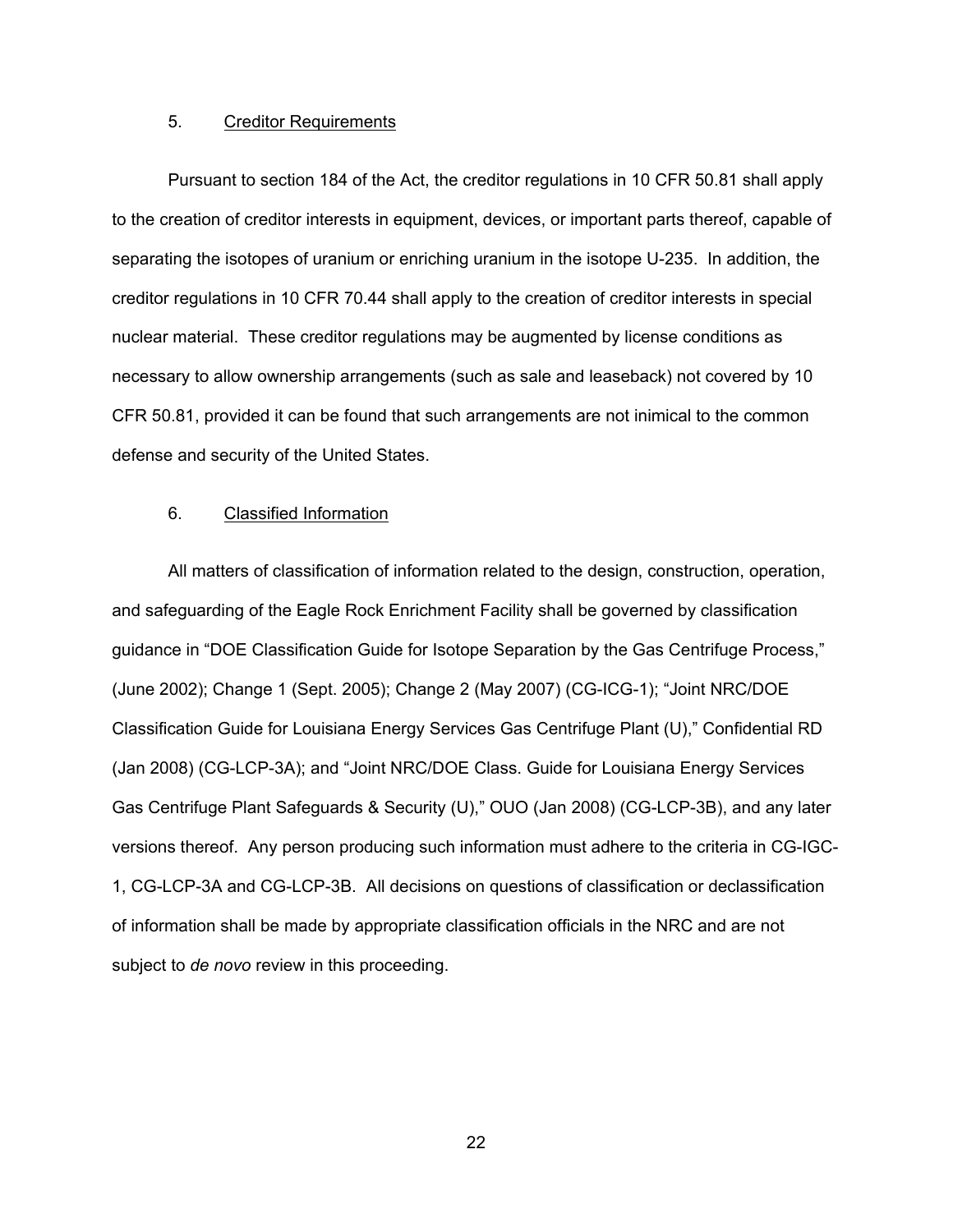5. Creditor Requirements

Pursuant to section 184 of the Act, the creditor regulations in 10 CFR 50.81 shall apply to the creation of creditor interests in equipment, devices, or important parts thereof, capable of separating the isotopes of uranium or enriching uranium in the isotope U-235. In addition, the creditor regulations in 10 CFR 70.44 shall apply to the creation of creditor interests in special nuclear material. These creditor regulations may be augmented by license conditions as necessary to allow ownership arrangements (such as sale and leaseback) not covered by 10 CFR 50.81, provided it can be found that such arrangements are not inimical to the common defense and security of the United States.

6. Classified Information

All matters of classification of information related to the design, construction, operation, and safeguarding of the Eagle Rock Enrichment Facility shall be governed by classification guidance in "DOE Classification Guide for Isotope Separation by the Gas Centrifuge Process," (June 2002); Change 1 (Sept. 2005); Change 2 (May 2007) (CG-ICG-1); "Joint NRC/DOE Classification Guide for Louisiana Energy Services Gas Centrifuge Plant (U)," Confidential RD (Jan 2008) (CG-LCP-3A); and "Joint NRC/DOE Class. Guide for Louisiana Energy Services Gas Centrifuge Plant Safeguards & Security (U)," OUO (Jan 2008) (CG-LCP-3B), and any later versions thereof. Any person producing such information must adhere to the criteria in CG-IGC-1, CG-LCP-3A and CG-LCP-3B. All decisions on questions of classification or declassification of information shall be made by appropriate classification officials in the NRC and are not subject to *de novo* review in this proceeding.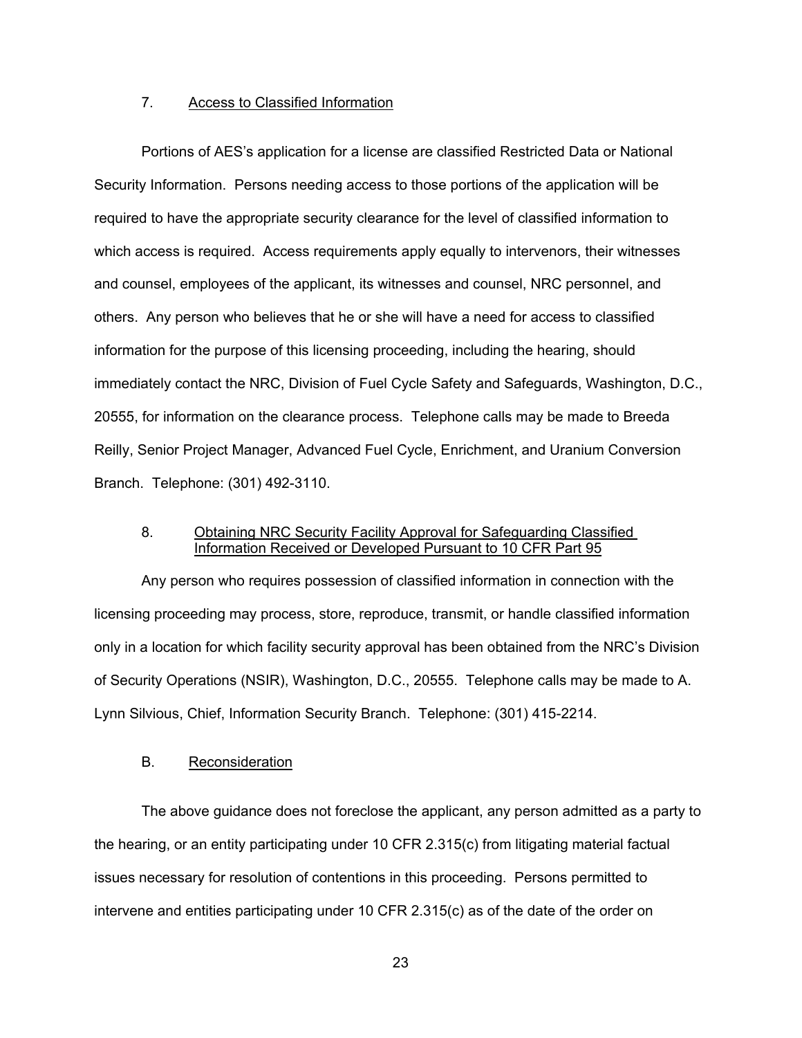7. Access to Classified Information

Portions of AES's application for a license are classified Restricted Data or National Security Information. Persons needing access to those portions of the application will be required to have the appropriate security clearance for the level of classified information to which access is required. Access requirements apply equally to intervenors, their witnesses and counsel, employees of the applicant, its witnesses and counsel, NRC personnel, and others. Any person who believes that he or she will have a need for access to classified information for the purpose of this licensing proceeding, including the hearing, should immediately contact the NRC, Division of Fuel Cycle Safety and Safeguards, Washington, D.C., 20555, for information on the clearance process. Telephone calls may be made to Breeda Reilly, Senior Project Manager, Advanced Fuel Cycle, Enrichment, and Uranium Conversion Branch. Telephone: (301) 492-3110.

8. Obtaining NRC Security Facility Approval for Safeguarding Classified Information Received or Developed Pursuant to 10 CFR Part 95

Any person who requires possession of classified information in connection with the licensing proceeding may process, store, reproduce, transmit, or handle classified information only in a location for which facility security approval has been obtained from the NRC's Division of Security Operations (NSIR), Washington, D.C., 20555. Telephone calls may be made to A. Lynn Silvious, Chief, Information Security Branch. Telephone: (301) 415-2214.

B. Reconsideration

The above guidance does not foreclose the applicant, any person admitted as a party to the hearing, or an entity participating under 10 CFR 2.315(c) from litigating material factual issues necessary for resolution of contentions in this proceeding. Persons permitted to intervene and entities participating under 10 CFR 2.315(c) as of the date of the order on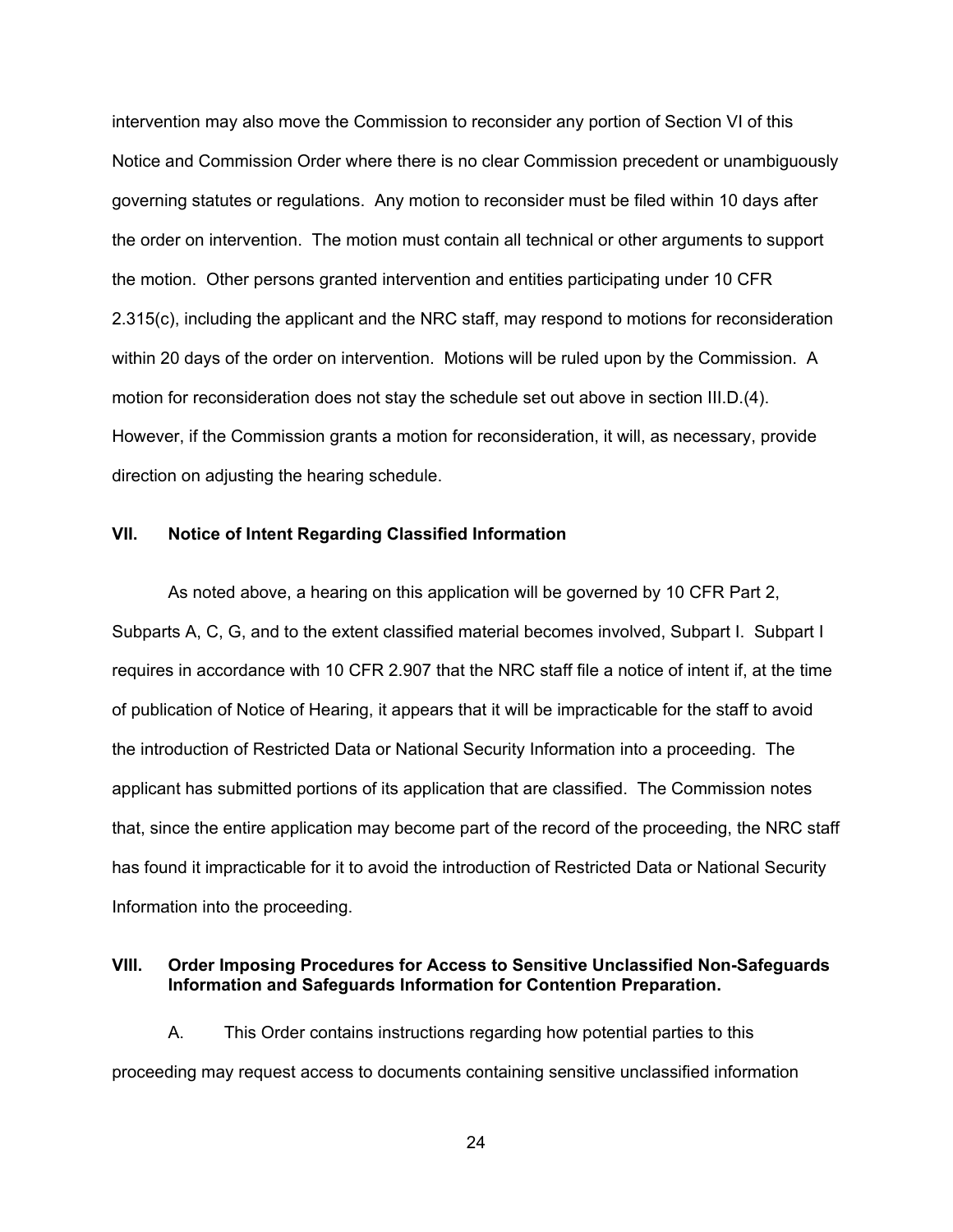intervention may also move the Commission to reconsider any portion of Section VI of this Notice and Commission Order where there is no clear Commission precedent or unambiguously governing statutes or regulations. Any motion to reconsider must be filed within 10 days after the order on intervention. The motion must contain all technical or other arguments to support the motion. Other persons granted intervention and entities participating under 10 CFR 2.315(c), including the applicant and the NRC staff, may respond to motions for reconsideration within 20 days of the order on intervention. Motions will be ruled upon by the Commission. A motion for reconsideration does not stay the schedule set out above in section III.D.(4). However, if the Commission grants a motion for reconsideration, it will, as necessary, provide direction on adjusting the hearing schedule.

## VII. Notice of Intent Regarding Classified Information

As noted above, a hearing on this application will be governed by 10 CFR Part 2, Subparts A, C, G, and to the extent classified material becomes involved, Subpart I. Subpart I requires in accordance with 10 CFR 2.907 that the NRC staff file a notice of intent if, at the time of publication of Notice of Hearing, it appears that it will be impracticable for the staff to avoid the introduction of Restricted Data or National Security Information into a proceeding. The applicant has submitted portions of its application that are classified. The Commission notes that, since the entire application may become part of the record of the proceeding, the NRC staff has found it impracticable for it to avoid the introduction of Restricted Data or National Security Information into the proceeding.

## VIII. Order Imposing Procedures for Access to Sensitive Unclassified Non-Safeguards Information and Safeguards Information for Contention Preparation.

A. This Order contains instructions regarding how potential parties to this proceeding may request access to documents containing sensitive unclassified information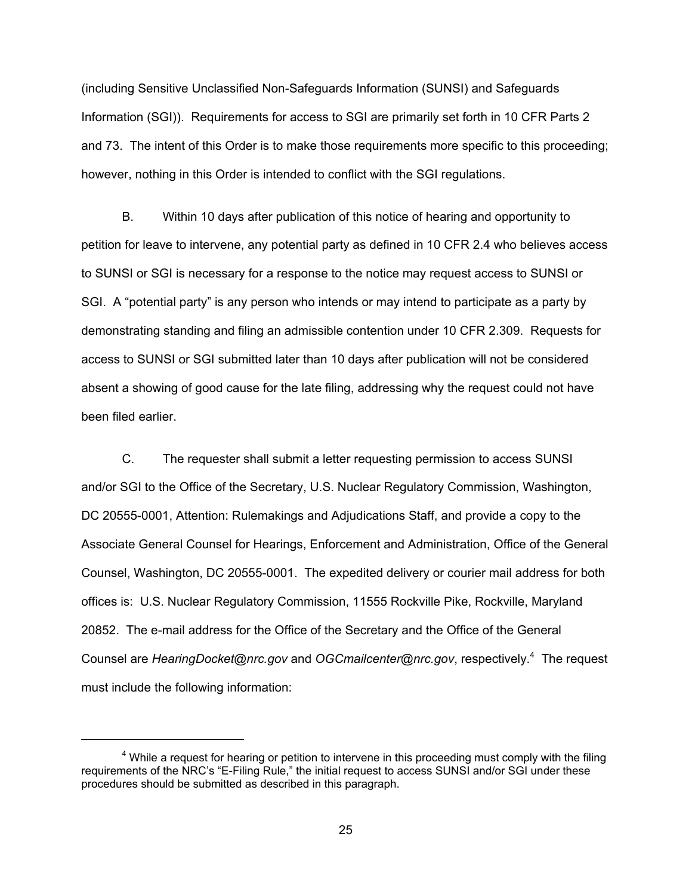(including Sensitive Unclassified Non-Safeguards Information (SUNSI) and Safeguards Information (SGI)). Requirements for access to SGI are primarily set forth in 10 CFR Parts 2 and 73. The intent of this Order is to make those requirements more specific to this proceeding; however, nothing in this Order is intended to conflict with the SGI regulations.

B. Within 10 days after publication of this notice of hearing and opportunity to petition for leave to intervene, any potential party as defined in 10 CFR 2.4 who believes access to SUNSI or SGI is necessary for a response to the notice may request access to SUNSI or SGI. A "potential party" is any person who intends or may intend to participate as a party by demonstrating standing and filing an admissible contention under 10 CFR 2.309. Requests for access to SUNSI or SGI submitted later than 10 days after publication will not be considered absent a showing of good cause for the late filing, addressing why the request could not have been filed earlier.

C. The requester shall submit a letter requesting permission to access SUNSI and/or SGI to the Office of the Secretary, U.S. Nuclear Regulatory Commission, Washington, DC 20555-0001, Attention: Rulemakings and Adjudications Staff, and provide a copy to the Associate General Counsel for Hearings, Enforcement and Administration, Office of the General Counsel, Washington, DC 20555-0001. The expedited delivery or courier mail address for both offices is: U.S. Nuclear Regulatory Commission, 11555 Rockville Pike, Rockville, Maryland 20852. The e-mail address for the Office of the Secretary and the Office of the General Counsel are *HearingDocket@nrc.gov* and *OGCmailcenter@nrc.gov*, respectively.[4] The request must include the following information:

[4] While a request for hearing or petition to intervene in this proceeding must comply with the filing requirements of the NRC's "E-Filing Rule," the initial request to access SUNSI and/or SGI under these procedures should be submitted as described in this paragraph.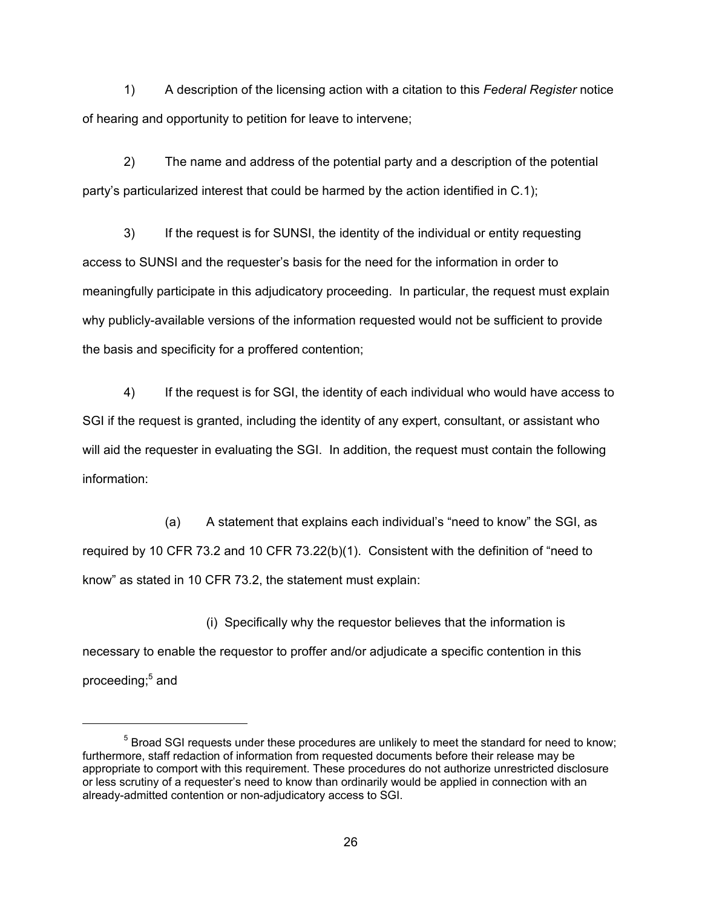1) A description of the licensing action with a citation to this *Federal Register* notice of hearing and opportunity to petition for leave to intervene;

2) The name and address of the potential party and a description of the potential party's particularized interest that could be harmed by the action identified in C.1);

3) If the request is for SUNSI, the identity of the individual or entity requesting access to SUNSI and the requester's basis for the need for the information in order to meaningfully participate in this adjudicatory proceeding. In particular, the request must explain why publicly-available versions of the information requested would not be sufficient to provide the basis and specificity for a proffered contention;

4) If the request is for SGI, the identity of each individual who would have access to SGI if the request is granted, including the identity of any expert, consultant, or assistant who will aid the requester in evaluating the SGI. In addition, the request must contain the following information:

(a) A statement that explains each individual's "need to know" the SGI, as required by 10 CFR 73.2 and 10 CFR 73.22(b)(1). Consistent with the definition of "need to know" as stated in 10 CFR 73.2, the statement must explain:

(i) Specifically why the requestor believes that the information is necessary to enable the requestor to proffer and/or adjudicate a specific contention in this proceeding;[5] and

---

[5] Broad SGI requests under these procedures are unlikely to meet the standard for need to know; furthermore, staff redaction of information from requested documents before their release may be appropriate to comport with this requirement. These procedures do not authorize unrestricted disclosure or less scrutiny of a requester's need to know than ordinarily would be applied in connection with an already-admitted contention or non-adjudicatory access to SGI.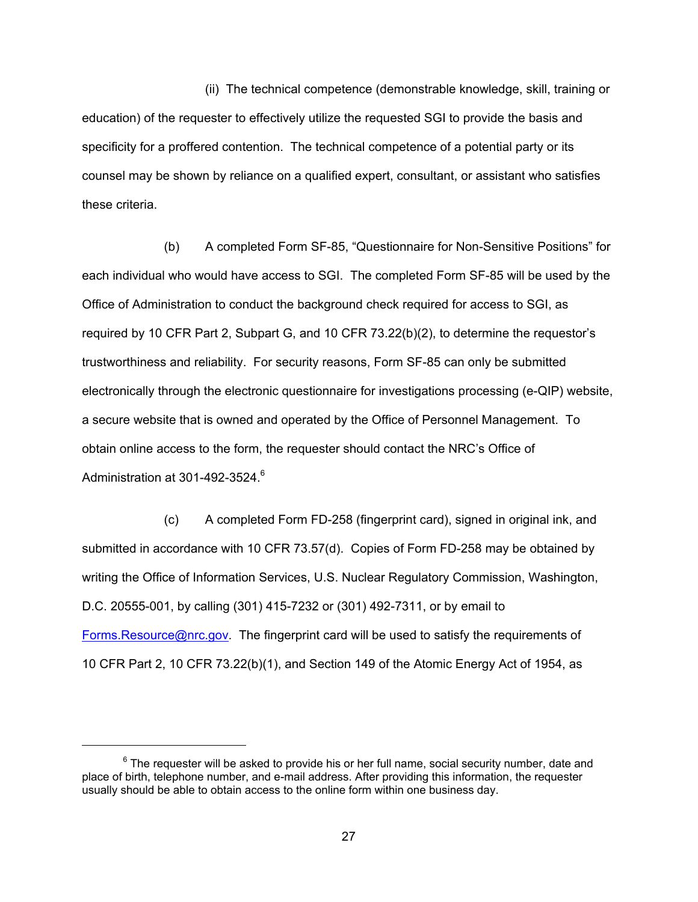(ii) The technical competence (demonstrable knowledge, skill, training or education) of the requester to effectively utilize the requested SGI to provide the basis and specificity for a proffered contention. The technical competence of a potential party or its counsel may be shown by reliance on a qualified expert, consultant, or assistant who satisfies these criteria.

(b) A completed Form SF-85, "Questionnaire for Non-Sensitive Positions" for each individual who would have access to SGI. The completed Form SF-85 will be used by the Office of Administration to conduct the background check required for access to SGI, as required by 10 CFR Part 2, Subpart G, and 10 CFR 73.22(b)(2), to determine the requestor's trustworthiness and reliability. For security reasons, Form SF-85 can only be submitted electronically through the electronic questionnaire for investigations processing (e-QIP) website, a secure website that is owned and operated by the Office of Personnel Management. To obtain online access to the form, the requester should contact the NRC's Office of Administration at 301-492-3524.[6]

(c) A completed Form FD-258 (fingerprint card), signed in original ink, and submitted in accordance with 10 CFR 73.57(d). Copies of Form FD-258 may be obtained by writing the Office of Information Services, U.S. Nuclear Regulatory Commission, Washington, D.C. 20555-001, by calling (301) 415-7232 or (301) 492-7311, or by email to Forms.Resource@nrc.gov. The fingerprint card will be used to satisfy the requirements of 10 CFR Part 2, 10 CFR 73.22(b)(1), and Section 149 of the Atomic Energy Act of 1954, as

---

[6] The requester will be asked to provide his or her full name, social security number, date and place of birth, telephone number, and e-mail address. After providing this information, the requester usually should be able to obtain access to the online form within one business day.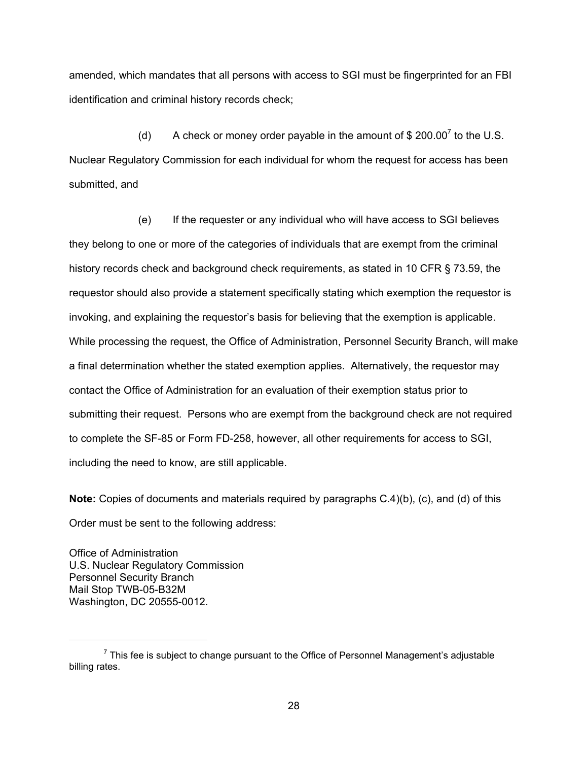amended, which mandates that all persons with access to SGI must be fingerprinted for an FBI identification and criminal history records check;

(d) A check or money order payable in the amount of $ 200.00[7] to the U.S. Nuclear Regulatory Commission for each individual for whom the request for access has been submitted, and

(e) If the requester or any individual who will have access to SGI believes they belong to one or more of the categories of individuals that are exempt from the criminal history records check and background check requirements, as stated in 10 CFR § 73.59, the requestor should also provide a statement specifically stating which exemption the requestor is invoking, and explaining the requestor's basis for believing that the exemption is applicable. While processing the request, the Office of Administration, Personnel Security Branch, will make a final determination whether the stated exemption applies. Alternatively, the requestor may contact the Office of Administration for an evaluation of their exemption status prior to submitting their request. Persons who are exempt from the background check are not required to complete the SF-85 or Form FD-258, however, all other requirements for access to SGI, including the need to know, are still applicable.

**Note:** Copies of documents and materials required by paragraphs C.4)(b), (c), and (d) of this Order must be sent to the following address:

Office of Administration
U.S. Nuclear Regulatory Commission
Personnel Security Branch
Mail Stop TWB-05-B32M
Washington, DC 20555-0012.

---

[7] This fee is subject to change pursuant to the Office of Personnel Management's adjustable billing rates.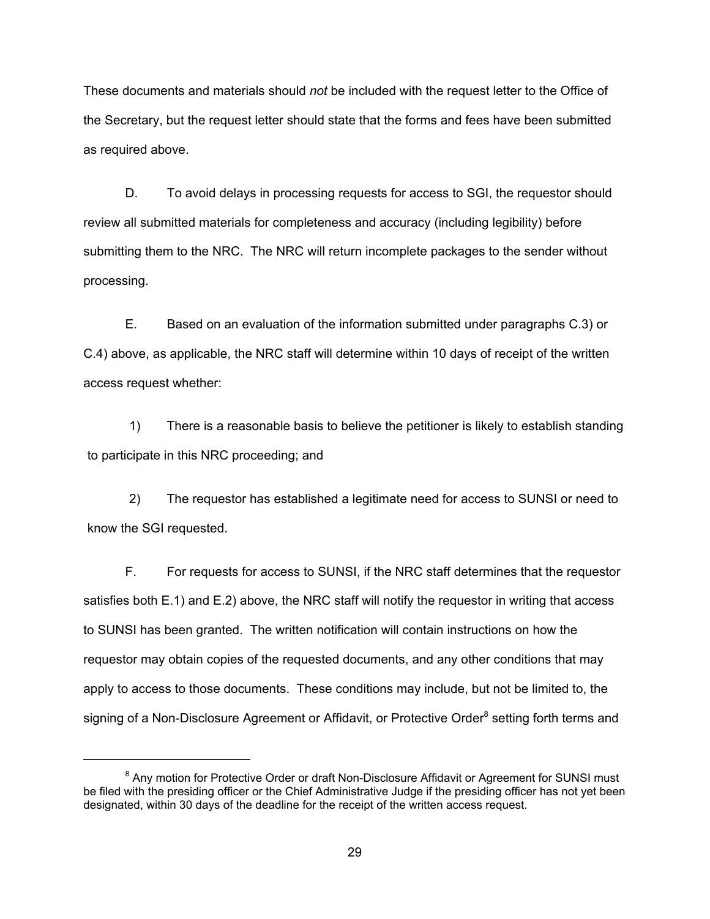These documents and materials should *not* be included with the request letter to the Office of the Secretary, but the request letter should state that the forms and fees have been submitted as required above.

D. To avoid delays in processing requests for access to SGI, the requestor should review all submitted materials for completeness and accuracy (including legibility) before submitting them to the NRC. The NRC will return incomplete packages to the sender without processing.

E. Based on an evaluation of the information submitted under paragraphs C.3) or C.4) above, as applicable, the NRC staff will determine within 10 days of receipt of the written access request whether:

1) There is a reasonable basis to believe the petitioner is likely to establish standing to participate in this NRC proceeding; and

2) The requestor has established a legitimate need for access to SUNSI or need to know the SGI requested.

F. For requests for access to SUNSI, if the NRC staff determines that the requestor satisfies both E.1) and E.2) above, the NRC staff will notify the requestor in writing that access to SUNSI has been granted. The written notification will contain instructions on how the requestor may obtain copies of the requested documents, and any other conditions that may apply to access to those documents. These conditions may include, but not be limited to, the signing of a Non-Disclosure Agreement or Affidavit, or Protective Order[8] setting forth terms and

[8] Any motion for Protective Order or draft Non-Disclosure Affidavit or Agreement for SUNSI must be filed with the presiding officer or the Chief Administrative Judge if the presiding officer has not yet been designated, within 30 days of the deadline for the receipt of the written access request.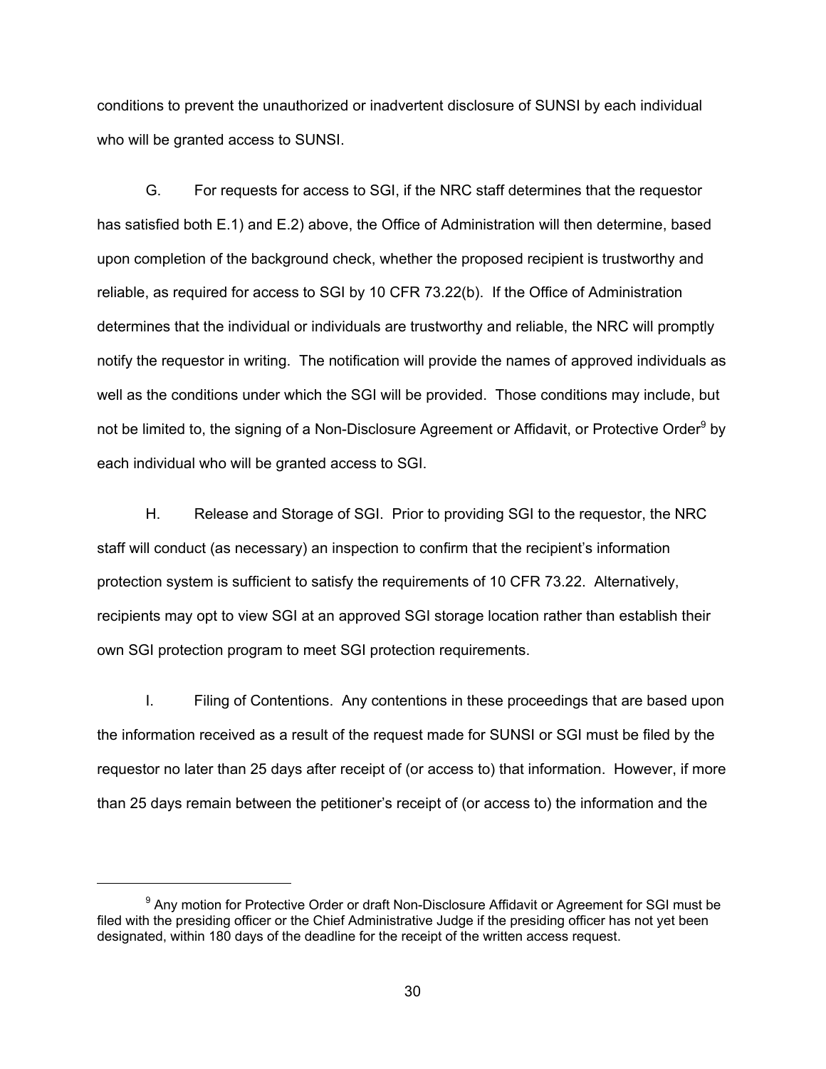conditions to prevent the unauthorized or inadvertent disclosure of SUNSI by each individual who will be granted access to SUNSI.

G. For requests for access to SGI, if the NRC staff determines that the requestor has satisfied both E.1) and E.2) above, the Office of Administration will then determine, based upon completion of the background check, whether the proposed recipient is trustworthy and reliable, as required for access to SGI by 10 CFR 73.22(b). If the Office of Administration determines that the individual or individuals are trustworthy and reliable, the NRC will promptly notify the requestor in writing. The notification will provide the names of approved individuals as well as the conditions under which the SGI will be provided. Those conditions may include, but not be limited to, the signing of a Non-Disclosure Agreement or Affidavit, or Protective Order[9] by each individual who will be granted access to SGI.

H. Release and Storage of SGI. Prior to providing SGI to the requestor, the NRC staff will conduct (as necessary) an inspection to confirm that the recipient's information protection system is sufficient to satisfy the requirements of 10 CFR 73.22. Alternatively, recipients may opt to view SGI at an approved SGI storage location rather than establish their own SGI protection program to meet SGI protection requirements.

I. Filing of Contentions. Any contentions in these proceedings that are based upon the information received as a result of the request made for SUNSI or SGI must be filed by the requestor no later than 25 days after receipt of (or access to) that information. However, if more than 25 days remain between the petitioner's receipt of (or access to) the information and the

---

[9] Any motion for Protective Order or draft Non-Disclosure Affidavit or Agreement for SGI must be filed with the presiding officer or the Chief Administrative Judge if the presiding officer has not yet been designated, within 180 days of the deadline for the receipt of the written access request.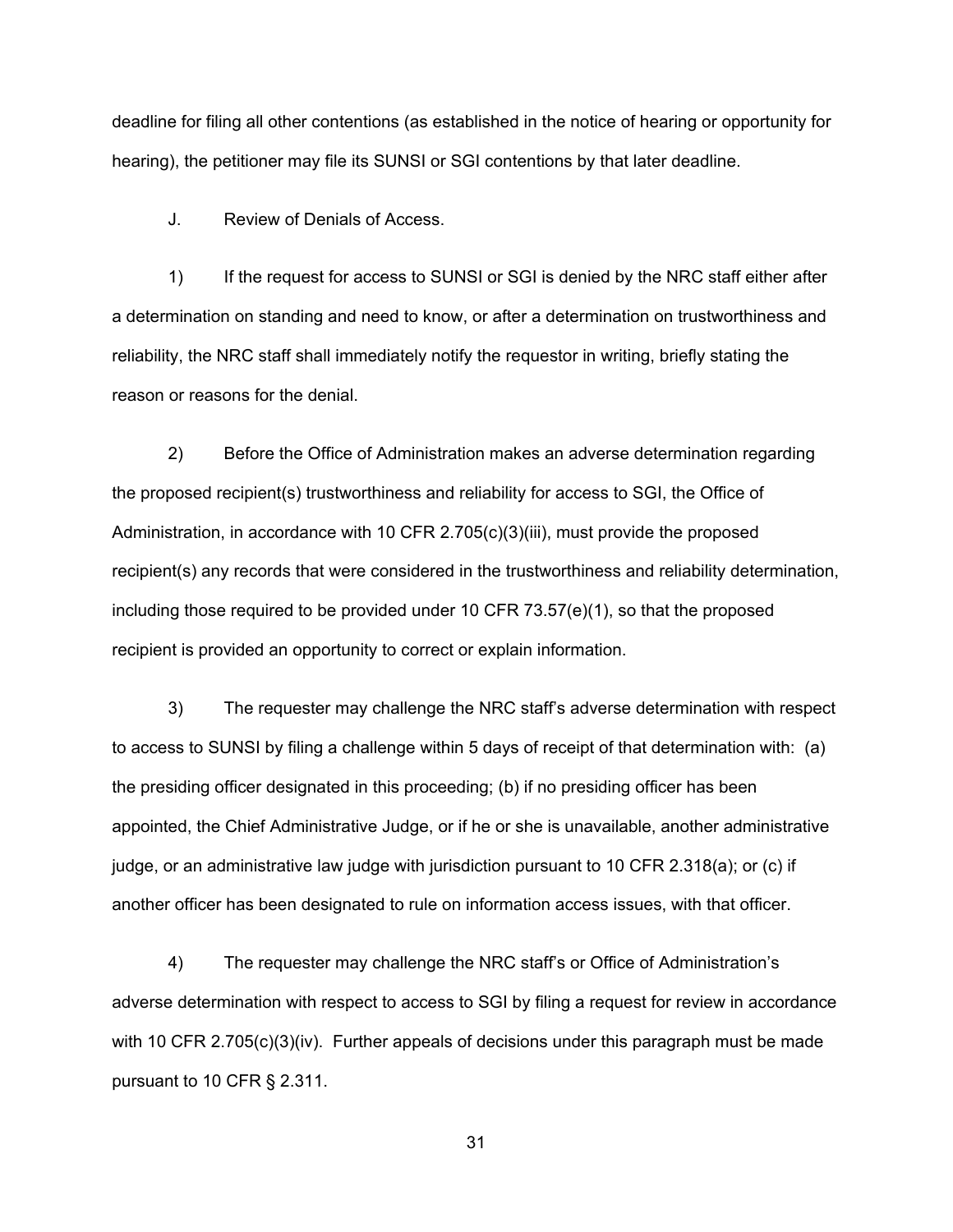deadline for filing all other contentions (as established in the notice of hearing or opportunity for hearing), the petitioner may file its SUNSI or SGI contentions by that later deadline.

J. Review of Denials of Access.

1) If the request for access to SUNSI or SGI is denied by the NRC staff either after a determination on standing and need to know, or after a determination on trustworthiness and reliability, the NRC staff shall immediately notify the requestor in writing, briefly stating the reason or reasons for the denial.

2) Before the Office of Administration makes an adverse determination regarding the proposed recipient(s) trustworthiness and reliability for access to SGI, the Office of Administration, in accordance with 10 CFR 2.705(c)(3)(iii), must provide the proposed recipient(s) any records that were considered in the trustworthiness and reliability determination, including those required to be provided under 10 CFR 73.57(e)(1), so that the proposed recipient is provided an opportunity to correct or explain information.

3) The requester may challenge the NRC staff's adverse determination with respect to access to SUNSI by filing a challenge within 5 days of receipt of that determination with: (a) the presiding officer designated in this proceeding; (b) if no presiding officer has been appointed, the Chief Administrative Judge, or if he or she is unavailable, another administrative judge, or an administrative law judge with jurisdiction pursuant to 10 CFR 2.318(a); or (c) if another officer has been designated to rule on information access issues, with that officer.

4) The requester may challenge the NRC staff's or Office of Administration's adverse determination with respect to access to SGI by filing a request for review in accordance with 10 CFR 2.705(c)(3)(iv). Further appeals of decisions under this paragraph must be made pursuant to 10 CFR § 2.311.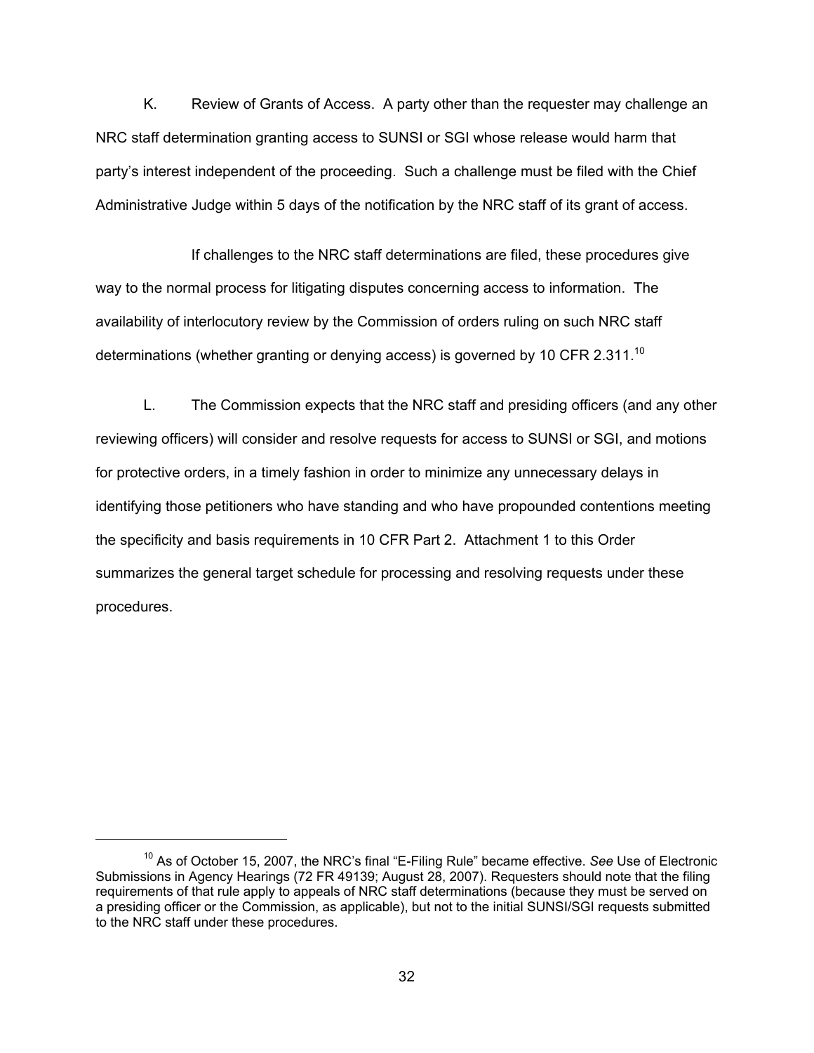K. Review of Grants of Access. A party other than the requester may challenge an NRC staff determination granting access to SUNSI or SGI whose release would harm that party's interest independent of the proceeding. Such a challenge must be filed with the Chief Administrative Judge within 5 days of the notification by the NRC staff of its grant of access.

If challenges to the NRC staff determinations are filed, these procedures give way to the normal process for litigating disputes concerning access to information. The availability of interlocutory review by the Commission of orders ruling on such NRC staff determinations (whether granting or denying access) is governed by 10 CFR 2.311.[10]

L. The Commission expects that the NRC staff and presiding officers (and any other reviewing officers) will consider and resolve requests for access to SUNSI or SGI, and motions for protective orders, in a timely fashion in order to minimize any unnecessary delays in identifying those petitioners who have standing and who have propounded contentions meeting the specificity and basis requirements in 10 CFR Part 2. Attachment 1 to this Order summarizes the general target schedule for processing and resolving requests under these procedures.

---

[10] As of October 15, 2007, the NRC's final "E-Filing Rule" became effective. *See* Use of Electronic Submissions in Agency Hearings (72 FR 49139; August 28, 2007). Requesters should note that the filing requirements of that rule apply to appeals of NRC staff determinations (because they must be served on a presiding officer or the Commission, as applicable), but not to the initial SUNSI/SGI requests submitted to the NRC staff under these procedures.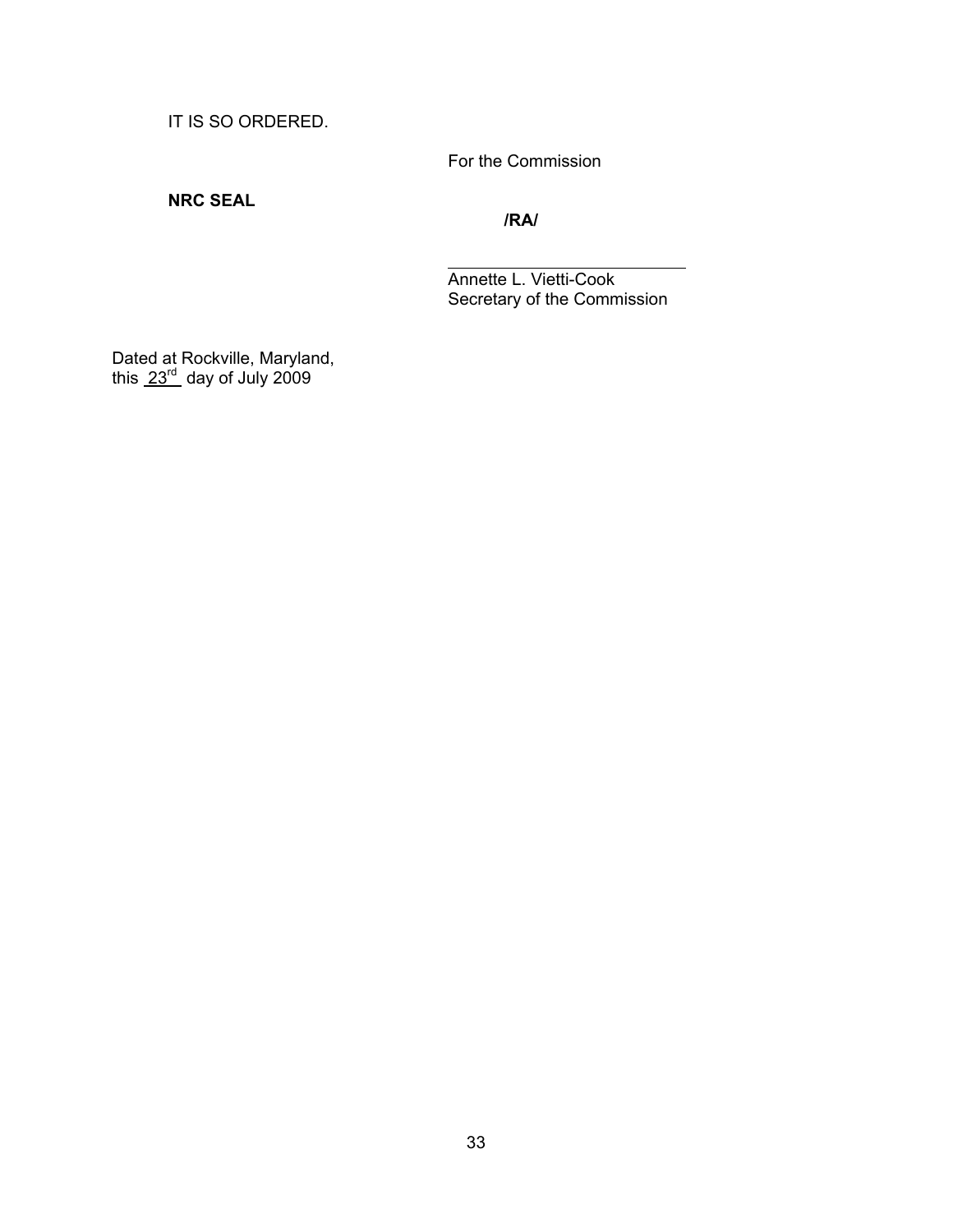IT IS SO ORDERED.

For the Commission

**NRC SEAL**

**/RA/**

Annette L. Vietti-Cook
Secretary of the Commission

Dated at Rockville, Maryland,
this 23rd day of July 2009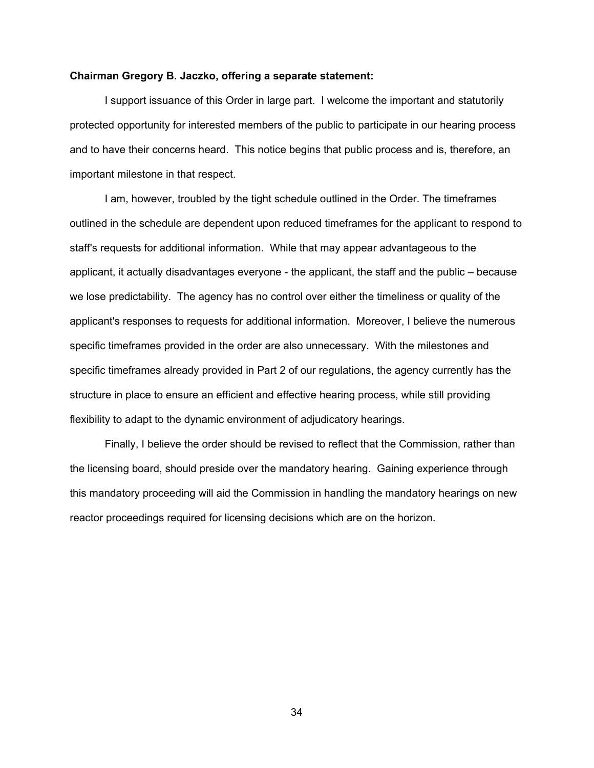**Chairman Gregory B. Jaczko, offering a separate statement:**

I support issuance of this Order in large part. I welcome the important and statutorily protected opportunity for interested members of the public to participate in our hearing process and to have their concerns heard. This notice begins that public process and is, therefore, an important milestone in that respect.

I am, however, troubled by the tight schedule outlined in the Order. The timeframes outlined in the schedule are dependent upon reduced timeframes for the applicant to respond to staff's requests for additional information. While that may appear advantageous to the applicant, it actually disadvantages everyone - the applicant, the staff and the public – because we lose predictability. The agency has no control over either the timeliness or quality of the applicant's responses to requests for additional information. Moreover, I believe the numerous specific timeframes provided in the order are also unnecessary. With the milestones and specific timeframes already provided in Part 2 of our regulations, the agency currently has the structure in place to ensure an efficient and effective hearing process, while still providing flexibility to adapt to the dynamic environment of adjudicatory hearings.

Finally, I believe the order should be revised to reflect that the Commission, rather than the licensing board, should preside over the mandatory hearing. Gaining experience through this mandatory proceeding will aid the Commission in handling the mandatory hearings on new reactor proceedings required for licensing decisions which are on the horizon.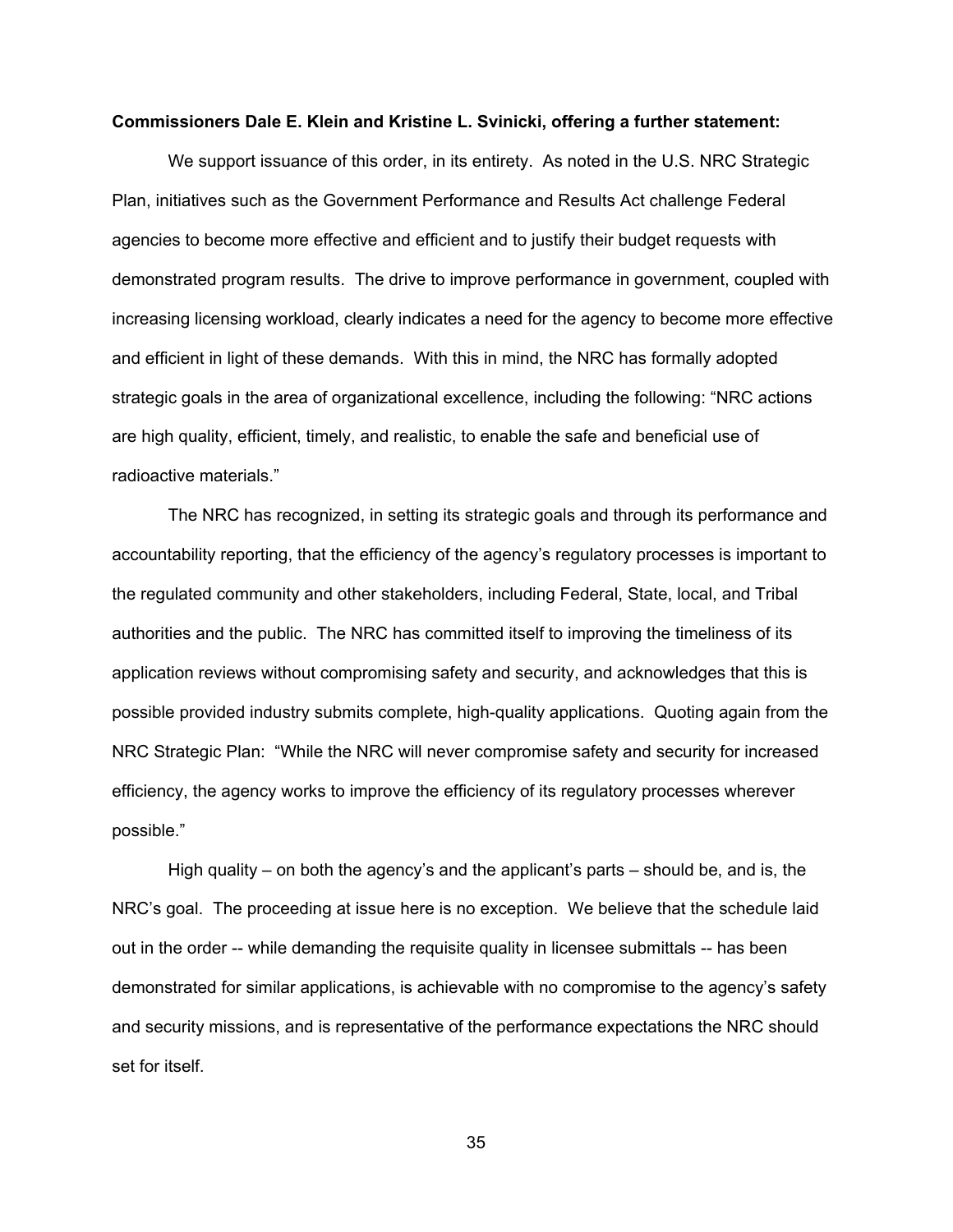**Commissioners Dale E. Klein and Kristine L. Svinicki, offering a further statement:**

We support issuance of this order, in its entirety. As noted in the U.S. NRC Strategic Plan, initiatives such as the Government Performance and Results Act challenge Federal agencies to become more effective and efficient and to justify their budget requests with demonstrated program results. The drive to improve performance in government, coupled with increasing licensing workload, clearly indicates a need for the agency to become more effective and efficient in light of these demands. With this in mind, the NRC has formally adopted strategic goals in the area of organizational excellence, including the following: “NRC actions are high quality, efficient, timely, and realistic, to enable the safe and beneficial use of radioactive materials.”

The NRC has recognized, in setting its strategic goals and through its performance and accountability reporting, that the efficiency of the agency’s regulatory processes is important to the regulated community and other stakeholders, including Federal, State, local, and Tribal authorities and the public. The NRC has committed itself to improving the timeliness of its application reviews without compromising safety and security, and acknowledges that this is possible provided industry submits complete, high-quality applications. Quoting again from the NRC Strategic Plan: “While the NRC will never compromise safety and security for increased efficiency, the agency works to improve the efficiency of its regulatory processes wherever possible.”

High quality – on both the agency’s and the applicant’s parts – should be, and is, the NRC’s goal. The proceeding at issue here is no exception. We believe that the schedule laid out in the order -- while demanding the requisite quality in licensee submittals -- has been demonstrated for similar applications, is achievable with no compromise to the agency’s safety and security missions, and is representative of the performance expectations the NRC should set for itself.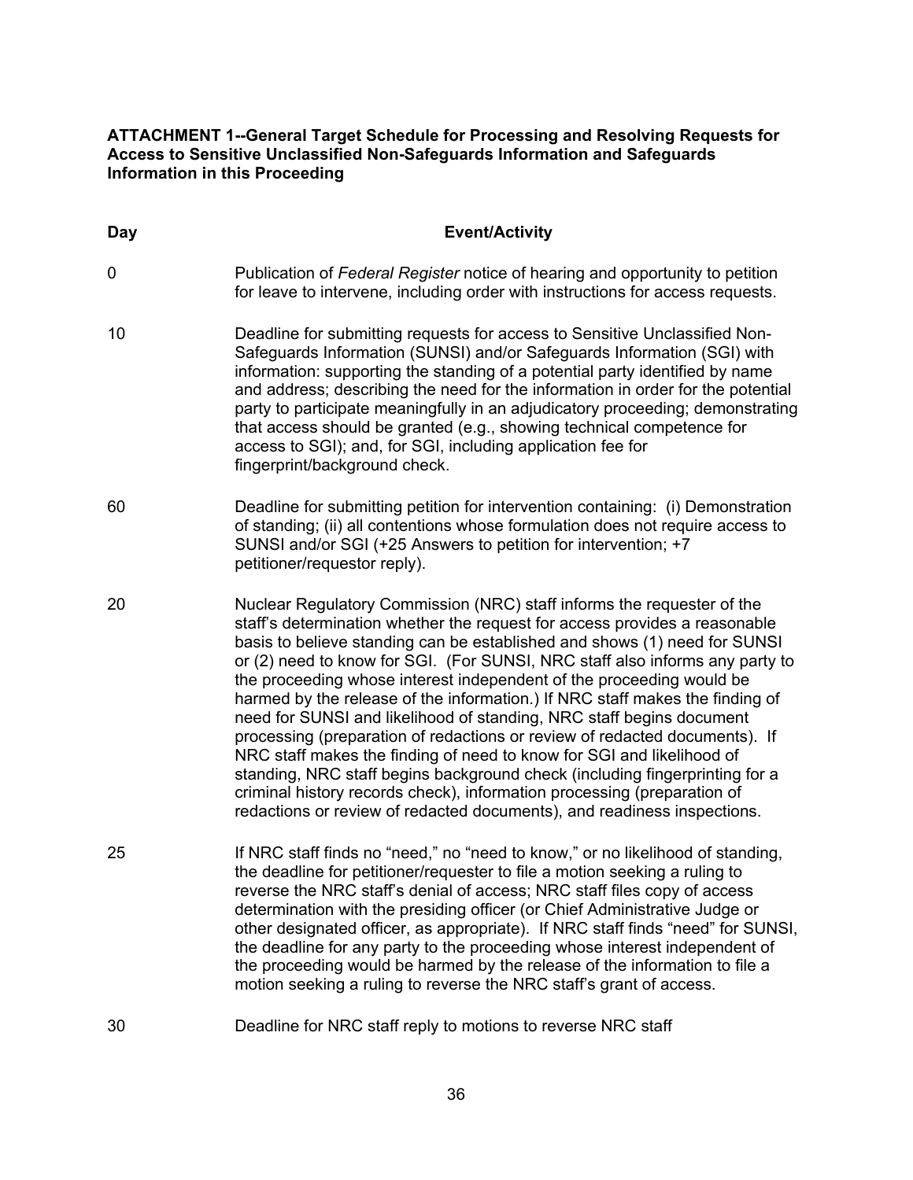**ATTACHMENT 1--General Target Schedule for Processing and Resolving Requests for Access to Sensitive Unclassified Non-Safeguards Information and Safeguards Information in this Proceeding**

| Day | Event/Activity |
| --- | --- |
| 0 | Publication of *Federal Register* notice of hearing and opportunity to petition for leave to intervene, including order with instructions for access requests. |
| 10 | Deadline for submitting requests for access to Sensitive Unclassified Non-Safeguards Information (SUNSI) and/or Safeguards Information (SGI) with information: supporting the standing of a potential party identified by name and address; describing the need for the information in order for the potential party to participate meaningfully in an adjudicatory proceeding; demonstrating that access should be granted (e.g., showing technical competence for access to SGI); and, for SGI, including application fee for fingerprint/background check. |
| 60 | Deadline for submitting petition for intervention containing: (i) Demonstration of standing; (ii) all contentions whose formulation does not require access to SUNSI and/or SGI (+25 Answers to petition for intervention; +7 petitioner/requestor reply). |
| 20 | Nuclear Regulatory Commission (NRC) staff informs the requester of the staff's determination whether the request for access provides a reasonable basis to believe standing can be established and shows (1) need for SUNSI or (2) need to know for SGI. (For SUNSI, NRC staff also informs any party to the proceeding whose interest independent of the proceeding would be harmed by the release of the information.) If NRC staff makes the finding of need for SUNSI and likelihood of standing, NRC staff begins document processing (preparation of redactions or review of redacted documents). If NRC staff makes the finding of need to know for SGI and likelihood of standing, NRC staff begins background check (including fingerprinting for a criminal history records check), information processing (preparation of redactions or review of redacted documents), and readiness inspections. |
| 25 | If NRC staff finds no "need," no "need to know," or no likelihood of standing, the deadline for petitioner/requester to file a motion seeking a ruling to reverse the NRC staff's denial of access; NRC staff files copy of access determination with the presiding officer (or Chief Administrative Judge or other designated officer, as appropriate). If NRC staff finds "need" for SUNSI, the deadline for any party to the proceeding whose interest independent of the proceeding would be harmed by the release of the information to file a motion seeking a ruling to reverse the NRC staff's grant of access. |
| 30 | Deadline for NRC staff reply to motions to reverse NRC staff |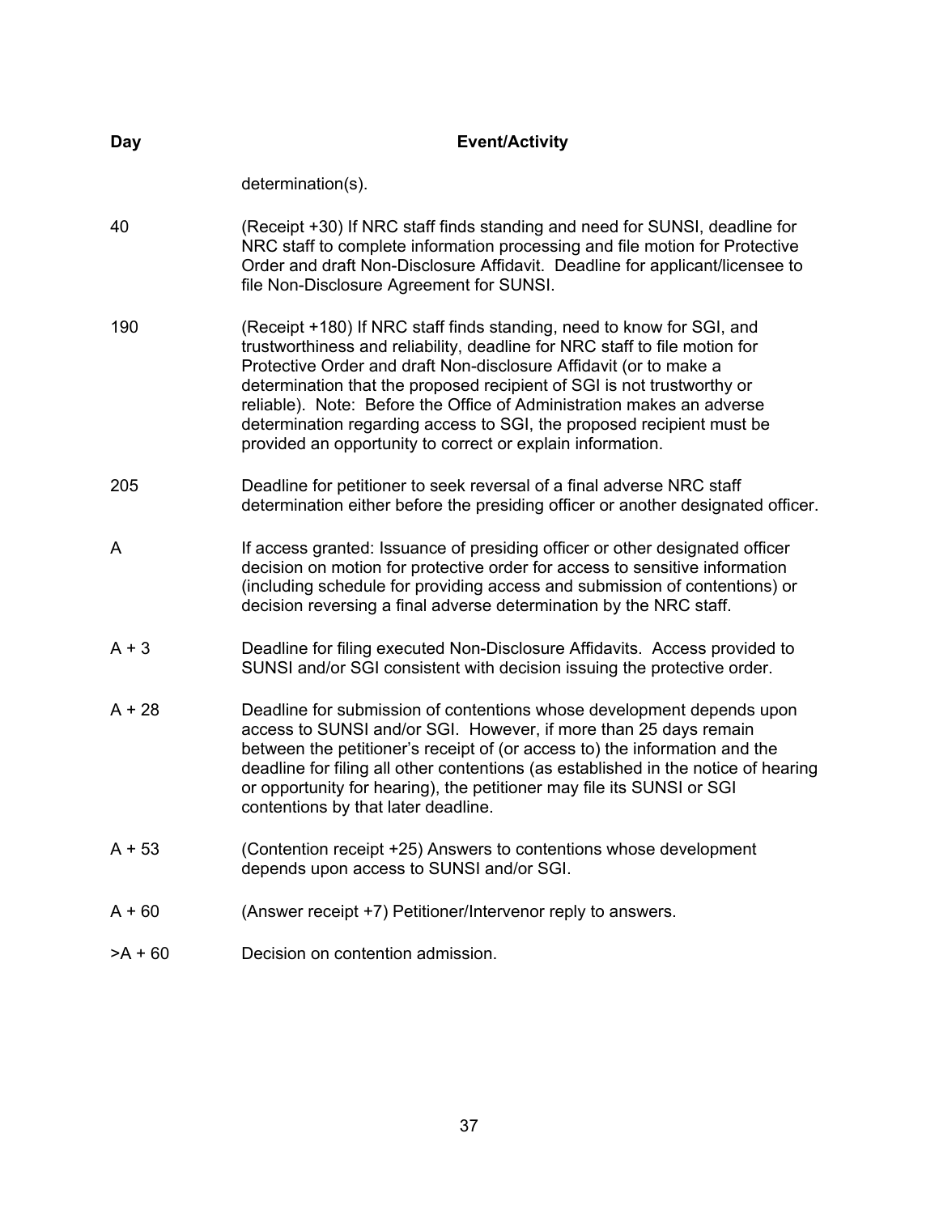| Day | Event/Activity |
|---|---|
| | determination(s). |
| 40 | (Receipt +30) If NRC staff finds standing and need for SUNSI, deadline for NRC staff to complete information processing and file motion for Protective Order and draft Non-Disclosure Affidavit. Deadline for applicant/licensee to file Non-Disclosure Agreement for SUNSI. |
| 190 | (Receipt +180) If NRC staff finds standing, need to know for SGI, and trustworthiness and reliability, deadline for NRC staff to file motion for Protective Order and draft Non-disclosure Affidavit (or to make a determination that the proposed recipient of SGI is not trustworthy or reliable). Note: Before the Office of Administration makes an adverse determination regarding access to SGI, the proposed recipient must be provided an opportunity to correct or explain information. |
| 205 | Deadline for petitioner to seek reversal of a final adverse NRC staff determination either before the presiding officer or another designated officer. |
| A | If access granted: Issuance of presiding officer or other designated officer decision on motion for protective order for access to sensitive information (including schedule for providing access and submission of contentions) or decision reversing a final adverse determination by the NRC staff. |
| A + 3 | Deadline for filing executed Non-Disclosure Affidavits. Access provided to SUNSI and/or SGI consistent with decision issuing the protective order. |
| A + 28 | Deadline for submission of contentions whose development depends upon access to SUNSI and/or SGI. However, if more than 25 days remain between the petitioner's receipt of (or access to) the information and the deadline for filing all other contentions (as established in the notice of hearing or opportunity for hearing), the petitioner may file its SUNSI or SGI contentions by that later deadline. |
| A + 53 | (Contention receipt +25) Answers to contentions whose development depends upon access to SUNSI and/or SGI. |
| A + 60 | (Answer receipt +7) Petitioner/Intervenor reply to answers. |
| >A + 60 | Decision on contention admission. |